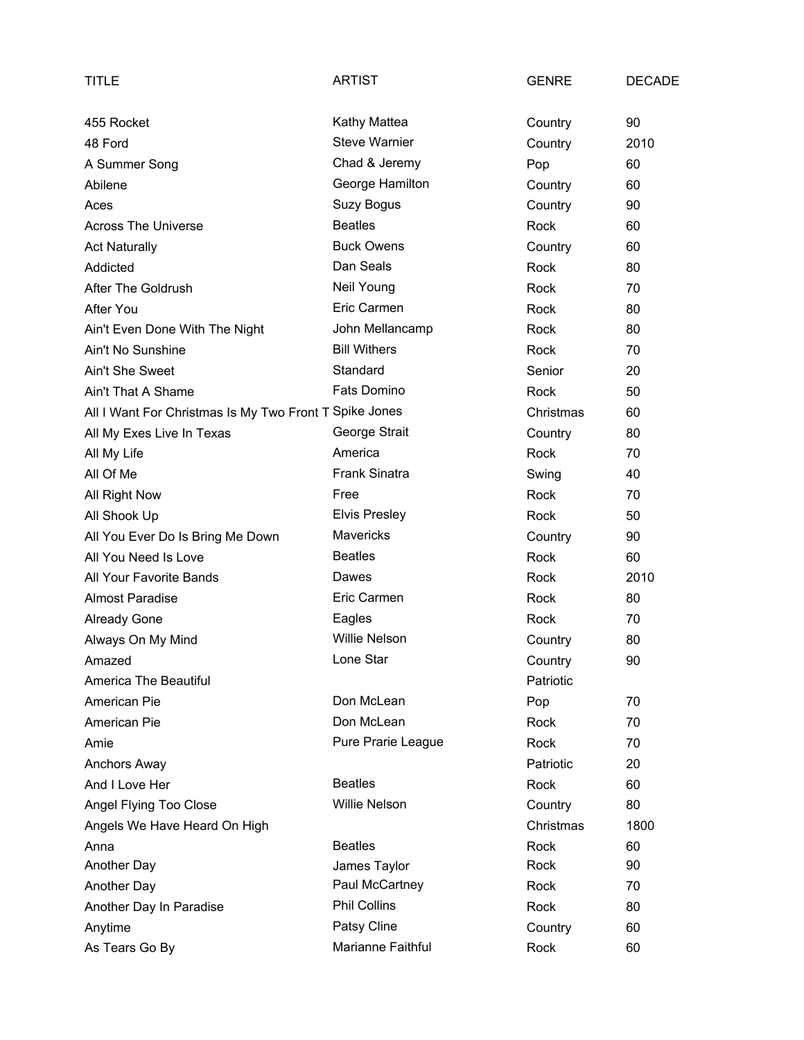| TITLE | ARTIST | GENRE | DECADE |
|---|---|---|---|
| 455 Rocket | Kathy Mattea | Country | 90 |
| 48 Ford | Steve Warnier | Country | 2010 |
| A Summer Song | Chad & Jeremy | Pop | 60 |
| Abilene | George Hamilton | Country | 60 |
| Aces | Suzy Bogus | Country | 90 |
| Across The Universe | Beatles | Rock | 60 |
| Act Naturally | Buck Owens | Country | 60 |
| Addicted | Dan Seals | Rock | 80 |
| After The Goldrush | Neil Young | Rock | 70 |
| After You | Eric Carmen | Rock | 80 |
| Ain't Even Done With The Night | John Mellancamp | Rock | 80 |
| Ain't No Sunshine | Bill Withers | Rock | 70 |
| Ain't She Sweet | Standard | Senior | 20 |
| Ain't That A Shame | Fats Domino | Rock | 50 |
| All I Want For Christmas Is My Two Front T | Spike Jones | Christmas | 60 |
| All My Exes Live In Texas | George Strait | Country | 80 |
| All My Life | America | Rock | 70 |
| All Of Me | Frank Sinatra | Swing | 40 |
| All Right Now | Free | Rock | 70 |
| All Shook Up | Elvis Presley | Rock | 50 |
| All You Ever Do Is Bring Me Down | Mavericks | Country | 90 |
| All You Need Is Love | Beatles | Rock | 60 |
| All Your Favorite Bands | Dawes | Rock | 2010 |
| Almost Paradise | Eric Carmen | Rock | 80 |
| Already Gone | Eagles | Rock | 70 |
| Always On My Mind | Willie Nelson | Country | 80 |
| Amazed | Lone Star | Country | 90 |
| America The Beautiful | | Patriotic | |
| American Pie | Don McLean | Pop | 70 |
| American Pie | Don McLean | Rock | 70 |
| Amie | Pure Prarie League | Rock | 70 |
| Anchors Away | | Patriotic | 20 |
| And I Love Her | Beatles | Rock | 60 |
| Angel Flying Too Close | Willie Nelson | Country | 80 |
| Angels We Have Heard On High | | Christmas | 1800 |
| Anna | Beatles | Rock | 60 |
| Another Day | James Taylor | Rock | 90 |
| Another Day | Paul McCartney | Rock | 70 |
| Another Day In Paradise | Phil Collins | Rock | 80 |
| Anytime | Patsy Cline | Country | 60 |
| As Tears Go By | Marianne Faithful | Rock | 60 |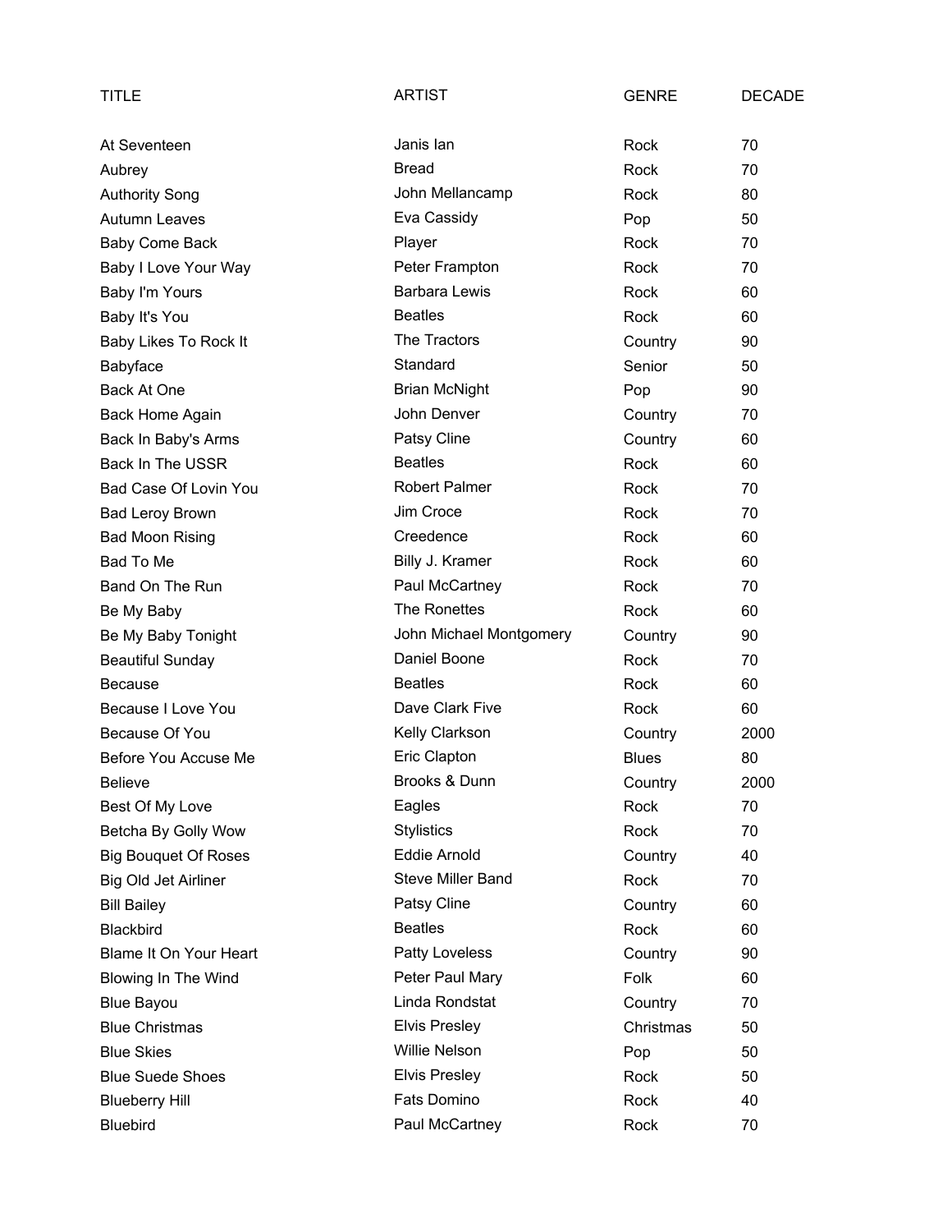| TITLE | ARTIST | GENRE | DECADE |
| --- | --- | --- | --- |
| At Seventeen | Janis Ian | Rock | 70 |
| Aubrey | Bread | Rock | 70 |
| Authority Song | John Mellancamp | Rock | 80 |
| Autumn Leaves | Eva Cassidy | Pop | 50 |
| Baby Come Back | Player | Rock | 70 |
| Baby I Love Your Way | Peter Frampton | Rock | 70 |
| Baby I'm Yours | Barbara Lewis | Rock | 60 |
| Baby It's You | Beatles | Rock | 60 |
| Baby Likes To Rock It | The Tractors | Country | 90 |
| Babyface | Standard | Senior | 50 |
| Back At One | Brian McNight | Pop | 90 |
| Back Home Again | John Denver | Country | 70 |
| Back In Baby's Arms | Patsy Cline | Country | 60 |
| Back In The USSR | Beatles | Rock | 60 |
| Bad Case Of Lovin You | Robert Palmer | Rock | 70 |
| Bad Leroy Brown | Jim Croce | Rock | 70 |
| Bad Moon Rising | Creedence | Rock | 60 |
| Bad To Me | Billy J. Kramer | Rock | 60 |
| Band On The Run | Paul McCartney | Rock | 70 |
| Be My Baby | The Ronettes | Rock | 60 |
| Be My Baby Tonight | John Michael Montgomery | Country | 90 |
| Beautiful Sunday | Daniel Boone | Rock | 70 |
| Because | Beatles | Rock | 60 |
| Because I Love You | Dave Clark Five | Rock | 60 |
| Because Of You | Kelly Clarkson | Country | 2000 |
| Before You Accuse Me | Eric Clapton | Blues | 80 |
| Believe | Brooks & Dunn | Country | 2000 |
| Best Of My Love | Eagles | Rock | 70 |
| Betcha By Golly Wow | Stylistics | Rock | 70 |
| Big Bouquet Of Roses | Eddie Arnold | Country | 40 |
| Big Old Jet Airliner | Steve Miller Band | Rock | 70 |
| Bill Bailey | Patsy Cline | Country | 60 |
| Blackbird | Beatles | Rock | 60 |
| Blame It On Your Heart | Patty Loveless | Country | 90 |
| Blowing In The Wind | Peter Paul Mary | Folk | 60 |
| Blue Bayou | Linda Rondstat | Country | 70 |
| Blue Christmas | Elvis Presley | Christmas | 50 |
| Blue Skies | Willie Nelson | Pop | 50 |
| Blue Suede Shoes | Elvis Presley | Rock | 50 |
| Blueberry Hill | Fats Domino | Rock | 40 |
| Bluebird | Paul McCartney | Rock | 70 |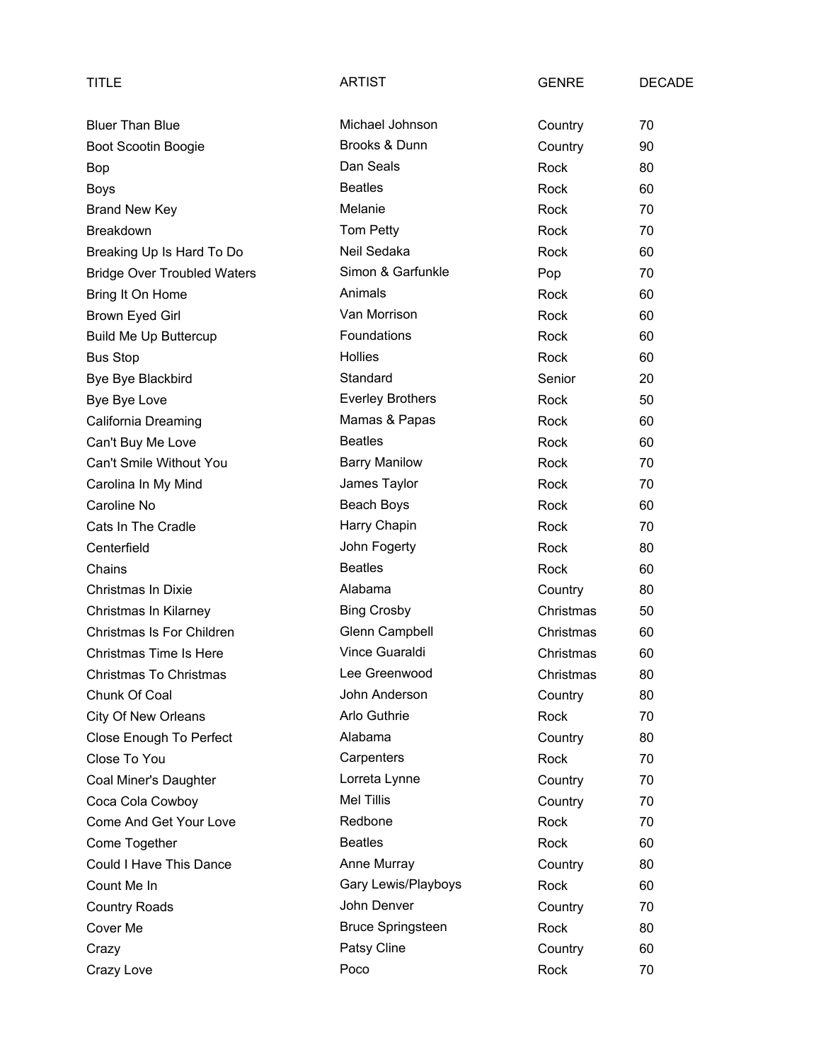| TITLE | ARTIST | GENRE | DECADE |
|---|---|---|---|
| Bluer Than Blue | Michael Johnson | Country | 70 |
| Boot Scootin Boogie | Brooks & Dunn | Country | 90 |
| Bop | Dan Seals | Rock | 80 |
| Boys | Beatles | Rock | 60 |
| Brand New Key | Melanie | Rock | 70 |
| Breakdown | Tom Petty | Rock | 70 |
| Breaking Up Is Hard To Do | Neil Sedaka | Rock | 60 |
| Bridge Over Troubled Waters | Simon & Garfunkle | Pop | 70 |
| Bring It On Home | Animals | Rock | 60 |
| Brown Eyed Girl | Van Morrison | Rock | 60 |
| Build Me Up Buttercup | Foundations | Rock | 60 |
| Bus Stop | Hollies | Rock | 60 |
| Bye Bye Blackbird | Standard | Senior | 20 |
| Bye Bye Love | Everley Brothers | Rock | 50 |
| California Dreaming | Mamas & Papas | Rock | 60 |
| Can't Buy Me Love | Beatles | Rock | 60 |
| Can't Smile Without You | Barry Manilow | Rock | 70 |
| Carolina In My Mind | James Taylor | Rock | 70 |
| Caroline No | Beach Boys | Rock | 60 |
| Cats In The Cradle | Harry Chapin | Rock | 70 |
| Centerfield | John Fogerty | Rock | 80 |
| Chains | Beatles | Rock | 60 |
| Christmas In Dixie | Alabama | Country | 80 |
| Christmas In Kilarney | Bing Crosby | Christmas | 50 |
| Christmas Is For Children | Glenn Campbell | Christmas | 60 |
| Christmas Time Is Here | Vince Guaraldi | Christmas | 60 |
| Christmas To Christmas | Lee Greenwood | Christmas | 80 |
| Chunk Of Coal | John Anderson | Country | 80 |
| City Of New Orleans | Arlo Guthrie | Rock | 70 |
| Close Enough To Perfect | Alabama | Country | 80 |
| Close To You | Carpenters | Rock | 70 |
| Coal Miner's Daughter | Lorreta Lynne | Country | 70 |
| Coca Cola Cowboy | Mel Tillis | Country | 70 |
| Come And Get Your Love | Redbone | Rock | 70 |
| Come Together | Beatles | Rock | 60 |
| Could I Have This Dance | Anne Murray | Country | 80 |
| Count Me In | Gary Lewis/Playboys | Rock | 60 |
| Country Roads | John Denver | Country | 70 |
| Cover Me | Bruce Springsteen | Rock | 80 |
| Crazy | Patsy Cline | Country | 60 |
| Crazy Love | Poco | Rock | 70 |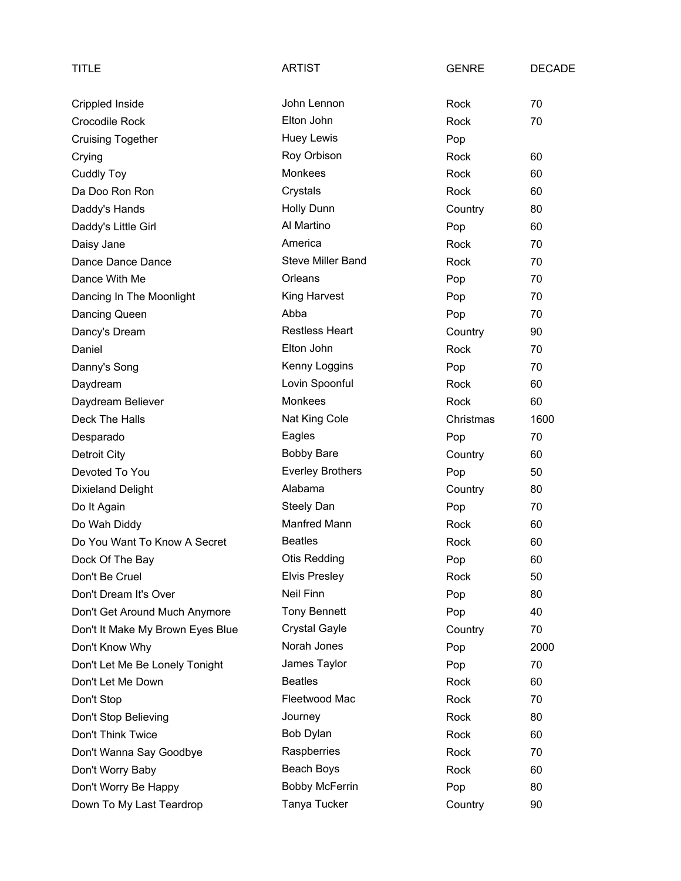| TITLE | ARTIST | GENRE | DECADE |
| --- | --- | --- | --- |
| Crippled Inside | John Lennon | Rock | 70 |
| Crocodile Rock | Elton John | Rock | 70 |
| Cruising Together | Huey Lewis | Pop | |
| Crying | Roy Orbison | Rock | 60 |
| Cuddly Toy | Monkees | Rock | 60 |
| Da Doo Ron Ron | Crystals | Rock | 60 |
| Daddy's Hands | Holly Dunn | Country | 80 |
| Daddy's Little Girl | Al Martino | Pop | 60 |
| Daisy Jane | America | Rock | 70 |
| Dance Dance Dance | Steve Miller Band | Rock | 70 |
| Dance With Me | Orleans | Pop | 70 |
| Dancing In The Moonlight | King Harvest | Pop | 70 |
| Dancing Queen | Abba | Pop | 70 |
| Dancy's Dream | Restless Heart | Country | 90 |
| Daniel | Elton John | Rock | 70 |
| Danny's Song | Kenny Loggins | Pop | 70 |
| Daydream | Lovin Spoonful | Rock | 60 |
| Daydream Believer | Monkees | Rock | 60 |
| Deck The Halls | Nat King Cole | Christmas | 1600 |
| Desparado | Eagles | Pop | 70 |
| Detroit City | Bobby Bare | Country | 60 |
| Devoted To You | Everley Brothers | Pop | 50 |
| Dixieland Delight | Alabama | Country | 80 |
| Do It Again | Steely Dan | Pop | 70 |
| Do Wah Diddy | Manfred Mann | Rock | 60 |
| Do You Want To Know A Secret | Beatles | Rock | 60 |
| Dock Of The Bay | Otis Redding | Pop | 60 |
| Don't Be Cruel | Elvis Presley | Rock | 50 |
| Don't Dream It's Over | Neil Finn | Pop | 80 |
| Don't Get Around Much Anymore | Tony Bennett | Pop | 40 |
| Don't It Make My Brown Eyes Blue | Crystal Gayle | Country | 70 |
| Don't Know Why | Norah Jones | Pop | 2000 |
| Don't Let Me Be Lonely Tonight | James Taylor | Pop | 70 |
| Don't Let Me Down | Beatles | Rock | 60 |
| Don't Stop | Fleetwood Mac | Rock | 70 |
| Don't Stop Believing | Journey | Rock | 80 |
| Don't Think Twice | Bob Dylan | Rock | 60 |
| Don't Wanna Say Goodbye | Raspberries | Rock | 70 |
| Don't Worry Baby | Beach Boys | Rock | 60 |
| Don't Worry Be Happy | Bobby McFerrin | Pop | 80 |
| Down To My Last Teardrop | Tanya Tucker | Country | 90 |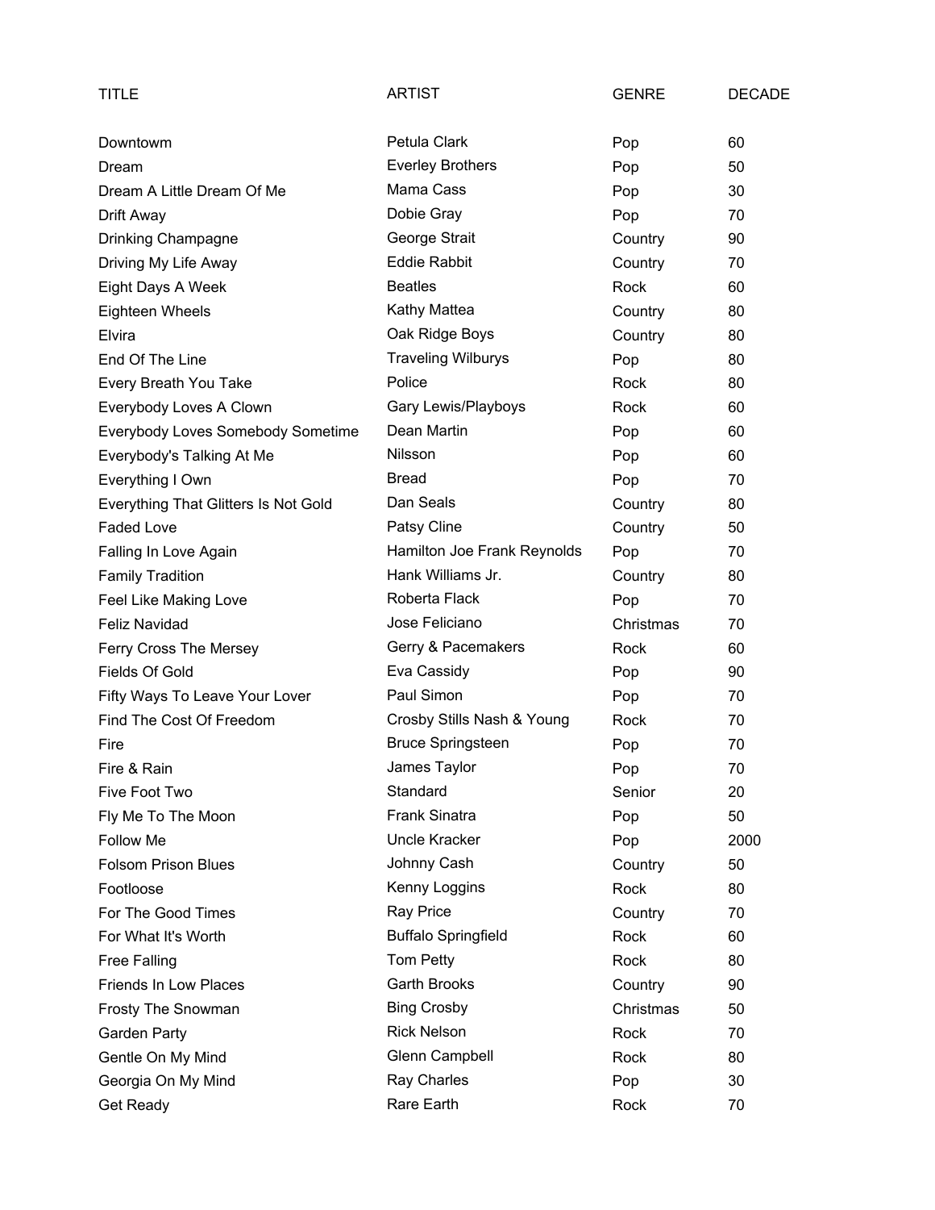| TITLE | ARTIST | GENRE | DECADE |
|---|---|---|---|
| Downtowm | Petula Clark | Pop | 60 |
| Dream | Everley Brothers | Pop | 50 |
| Dream A Little Dream Of Me | Mama Cass | Pop | 30 |
| Drift Away | Dobie Gray | Pop | 70 |
| Drinking Champagne | George Strait | Country | 90 |
| Driving My Life Away | Eddie Rabbit | Country | 70 |
| Eight Days A Week | Beatles | Rock | 60 |
| Eighteen Wheels | Kathy Mattea | Country | 80 |
| Elvira | Oak Ridge Boys | Country | 80 |
| End Of The Line | Traveling Wilburys | Pop | 80 |
| Every Breath You Take | Police | Rock | 80 |
| Everybody Loves A Clown | Gary Lewis/Playboys | Rock | 60 |
| Everybody Loves Somebody Sometime | Dean Martin | Pop | 60 |
| Everybody's Talking At Me | Nilsson | Pop | 60 |
| Everything I Own | Bread | Pop | 70 |
| Everything That Glitters Is Not Gold | Dan Seals | Country | 80 |
| Faded Love | Patsy Cline | Country | 50 |
| Falling In Love Again | Hamilton Joe Frank Reynolds | Pop | 70 |
| Family Tradition | Hank Williams Jr. | Country | 80 |
| Feel Like Making Love | Roberta Flack | Pop | 70 |
| Feliz Navidad | Jose Feliciano | Christmas | 70 |
| Ferry Cross The Mersey | Gerry & Pacemakers | Rock | 60 |
| Fields Of Gold | Eva Cassidy | Pop | 90 |
| Fifty Ways To Leave Your Lover | Paul Simon | Pop | 70 |
| Find The Cost Of Freedom | Crosby Stills Nash & Young | Rock | 70 |
| Fire | Bruce Springsteen | Pop | 70 |
| Fire & Rain | James Taylor | Pop | 70 |
| Five Foot Two | Standard | Senior | 20 |
| Fly Me To The Moon | Frank Sinatra | Pop | 50 |
| Follow Me | Uncle Kracker | Pop | 2000 |
| Folsom Prison Blues | Johnny Cash | Country | 50 |
| Footloose | Kenny Loggins | Rock | 80 |
| For The Good Times | Ray Price | Country | 70 |
| For What It's Worth | Buffalo Springfield | Rock | 60 |
| Free Falling | Tom Petty | Rock | 80 |
| Friends In Low Places | Garth Brooks | Country | 90 |
| Frosty The Snowman | Bing Crosby | Christmas | 50 |
| Garden Party | Rick Nelson | Rock | 70 |
| Gentle On My Mind | Glenn Campbell | Rock | 80 |
| Georgia On My Mind | Ray Charles | Pop | 30 |
| Get Ready | Rare Earth | Rock | 70 |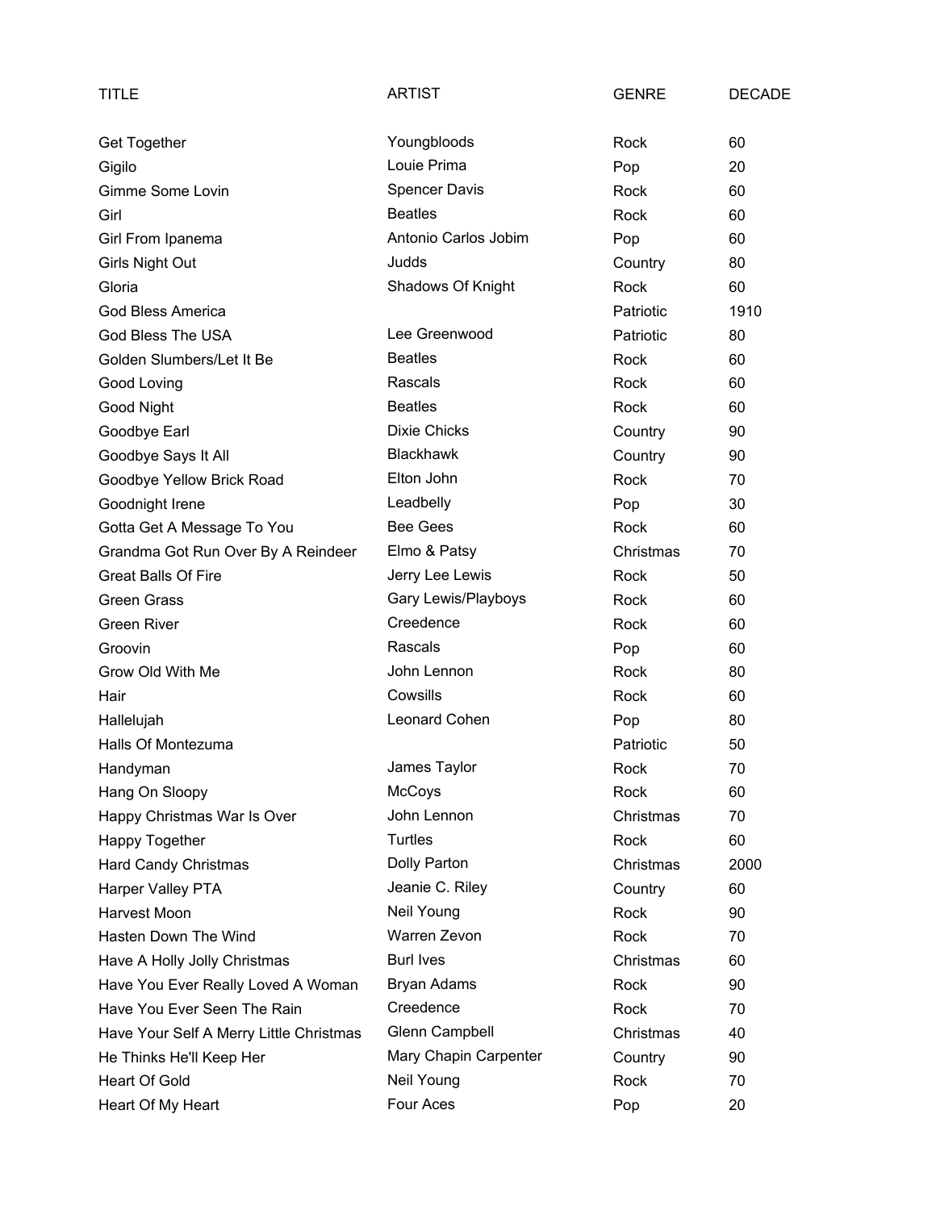| TITLE | ARTIST | GENRE | DECADE |
|---|---|---|---|
| Get Together | Youngbloods | Rock | 60 |
| Gigilo | Louie Prima | Pop | 20 |
| Gimme Some Lovin | Spencer Davis | Rock | 60 |
| Girl | Beatles | Rock | 60 |
| Girl From Ipanema | Antonio Carlos Jobim | Pop | 60 |
| Girls Night Out | Judds | Country | 80 |
| Gloria | Shadows Of Knight | Rock | 60 |
| God Bless America | | Patriotic | 1910 |
| God Bless The USA | Lee Greenwood | Patriotic | 80 |
| Golden Slumbers/Let It Be | Beatles | Rock | 60 |
| Good Loving | Rascals | Rock | 60 |
| Good Night | Beatles | Rock | 60 |
| Goodbye Earl | Dixie Chicks | Country | 90 |
| Goodbye Says It All | Blackhawk | Country | 90 |
| Goodbye Yellow Brick Road | Elton John | Rock | 70 |
| Goodnight Irene | Leadbelly | Pop | 30 |
| Gotta Get A Message To You | Bee Gees | Rock | 60 |
| Grandma Got Run Over By A Reindeer | Elmo & Patsy | Christmas | 70 |
| Great Balls Of Fire | Jerry Lee Lewis | Rock | 50 |
| Green Grass | Gary Lewis/Playboys | Rock | 60 |
| Green River | Creedence | Rock | 60 |
| Groovin | Rascals | Pop | 60 |
| Grow Old With Me | John Lennon | Rock | 80 |
| Hair | Cowsills | Rock | 60 |
| Hallelujah | Leonard Cohen | Pop | 80 |
| Halls Of Montezuma | | Patriotic | 50 |
| Handyman | James Taylor | Rock | 70 |
| Hang On Sloopy | McCoys | Rock | 60 |
| Happy Christmas War Is Over | John Lennon | Christmas | 70 |
| Happy Together | Turtles | Rock | 60 |
| Hard Candy Christmas | Dolly Parton | Christmas | 2000 |
| Harper Valley PTA | Jeanie C. Riley | Country | 60 |
| Harvest Moon | Neil Young | Rock | 90 |
| Hasten Down The Wind | Warren Zevon | Rock | 70 |
| Have A Holly Jolly Christmas | Burl Ives | Christmas | 60 |
| Have You Ever Really Loved A Woman | Bryan Adams | Rock | 90 |
| Have You Ever Seen The Rain | Creedence | Rock | 70 |
| Have Your Self A Merry Little Christmas | Glenn Campbell | Christmas | 40 |
| He Thinks He'll Keep Her | Mary Chapin Carpenter | Country | 90 |
| Heart Of Gold | Neil Young | Rock | 70 |
| Heart Of My Heart | Four Aces | Pop | 20 |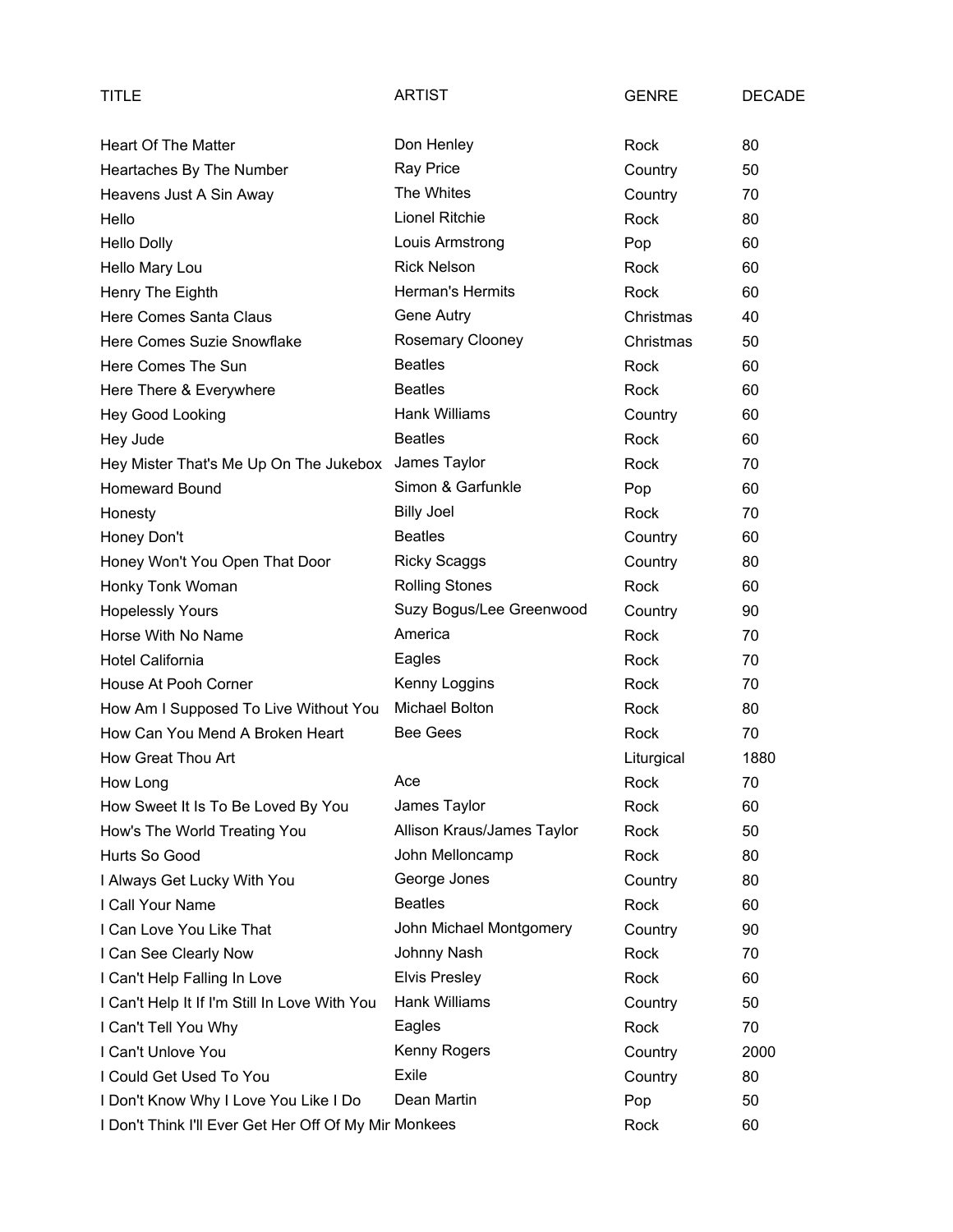| TITLE | ARTIST | GENRE | DECADE |
|---|---|---|---|
| Heart Of The Matter | Don Henley | Rock | 80 |
| Heartaches By The Number | Ray Price | Country | 50 |
| Heavens Just A Sin Away | The Whites | Country | 70 |
| Hello | Lionel Ritchie | Rock | 80 |
| Hello Dolly | Louis Armstrong | Pop | 60 |
| Hello Mary Lou | Rick Nelson | Rock | 60 |
| Henry The Eighth | Herman's Hermits | Rock | 60 |
| Here Comes Santa Claus | Gene Autry | Christmas | 40 |
| Here Comes Suzie Snowflake | Rosemary Clooney | Christmas | 50 |
| Here Comes The Sun | Beatles | Rock | 60 |
| Here There & Everywhere | Beatles | Rock | 60 |
| Hey Good Looking | Hank Williams | Country | 60 |
| Hey Jude | Beatles | Rock | 60 |
| Hey Mister That's Me Up On The Jukebox | James Taylor | Rock | 70 |
| Homeward Bound | Simon & Garfunkle | Pop | 60 |
| Honesty | Billy Joel | Rock | 70 |
| Honey Don't | Beatles | Country | 60 |
| Honey Won't You Open That Door | Ricky Scaggs | Country | 80 |
| Honky Tonk Woman | Rolling Stones | Rock | 60 |
| Hopelessly Yours | Suzy Bogus/Lee Greenwood | Country | 90 |
| Horse With No Name | America | Rock | 70 |
| Hotel California | Eagles | Rock | 70 |
| House At Pooh Corner | Kenny Loggins | Rock | 70 |
| How Am I Supposed To Live Without You | Michael Bolton | Rock | 80 |
| How Can You Mend A Broken Heart | Bee Gees | Rock | 70 |
| How Great Thou Art | | Liturgical | 1880 |
| How Long | Ace | Rock | 70 |
| How Sweet It Is To Be Loved By You | James Taylor | Rock | 60 |
| How's The World Treating You | Allison Kraus/James Taylor | Rock | 50 |
| Hurts So Good | John Melloncamp | Rock | 80 |
| I Always Get Lucky With You | George Jones | Country | 80 |
| I Call Your Name | Beatles | Rock | 60 |
| I Can Love You Like That | John Michael Montgomery | Country | 90 |
| I Can See Clearly Now | Johnny Nash | Rock | 70 |
| I Can't Help Falling In Love | Elvis Presley | Rock | 60 |
| I Can't Help It If I'm Still In Love With You | Hank Williams | Country | 50 |
| I Can't Tell You Why | Eagles | Rock | 70 |
| I Can't Unlove You | Kenny Rogers | Country | 2000 |
| I Could Get Used To You | Exile | Country | 80 |
| I Don't Know Why I Love You Like I Do | Dean Martin | Pop | 50 |
| I Don't Think I'll Ever Get Her Off Of My Mir | Monkees | Rock | 60 |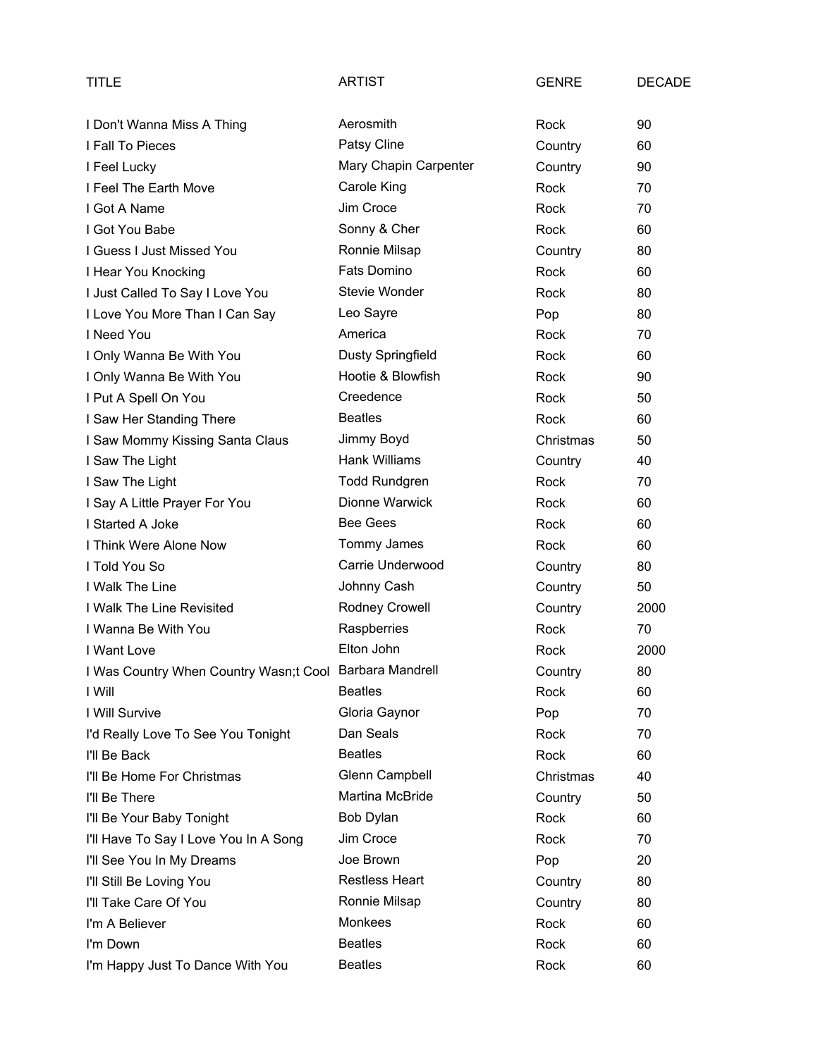| TITLE | ARTIST | GENRE | DECADE |
|---|---|---|---|
| I Don't Wanna Miss A Thing | Aerosmith | Rock | 90 |
| I Fall To Pieces | Patsy Cline | Country | 60 |
| I Feel Lucky | Mary Chapin Carpenter | Country | 90 |
| I Feel The Earth Move | Carole King | Rock | 70 |
| I Got A Name | Jim Croce | Rock | 70 |
| I Got You Babe | Sonny & Cher | Rock | 60 |
| I Guess I Just Missed You | Ronnie Milsap | Country | 80 |
| I Hear You Knocking | Fats Domino | Rock | 60 |
| I Just Called To Say I Love You | Stevie Wonder | Rock | 80 |
| I Love You More Than I Can Say | Leo Sayre | Pop | 80 |
| I Need You | America | Rock | 70 |
| I Only Wanna Be With You | Dusty Springfield | Rock | 60 |
| I Only Wanna Be With You | Hootie & Blowfish | Rock | 90 |
| I Put A Spell On You | Creedence | Rock | 50 |
| I Saw Her Standing There | Beatles | Rock | 60 |
| I Saw Mommy Kissing Santa Claus | Jimmy Boyd | Christmas | 50 |
| I Saw The Light | Hank Williams | Country | 40 |
| I Saw The Light | Todd Rundgren | Rock | 70 |
| I Say A Little Prayer For You | Dionne Warwick | Rock | 60 |
| I Started A Joke | Bee Gees | Rock | 60 |
| I Think Were Alone Now | Tommy James | Rock | 60 |
| I Told You So | Carrie Underwood | Country | 80 |
| I Walk The Line | Johnny Cash | Country | 50 |
| I Walk The Line Revisited | Rodney Crowell | Country | 2000 |
| I Wanna Be With You | Raspberries | Rock | 70 |
| I Want Love | Elton John | Rock | 2000 |
| I Was Country When Country Wasn;t Cool | Barbara Mandrell | Country | 80 |
| I Will | Beatles | Rock | 60 |
| I Will Survive | Gloria Gaynor | Pop | 70 |
| I'd Really Love To See You Tonight | Dan Seals | Rock | 70 |
| I'll Be Back | Beatles | Rock | 60 |
| I'll Be Home For Christmas | Glenn Campbell | Christmas | 40 |
| I'll Be There | Martina McBride | Country | 50 |
| I'll Be Your Baby Tonight | Bob Dylan | Rock | 60 |
| I'll Have To Say I Love You In A Song | Jim Croce | Rock | 70 |
| I'll See You In My Dreams | Joe Brown | Pop | 20 |
| I'll Still Be Loving You | Restless Heart | Country | 80 |
| I'll Take Care Of You | Ronnie Milsap | Country | 80 |
| I'm A Believer | Monkees | Rock | 60 |
| I'm Down | Beatles | Rock | 60 |
| I'm Happy Just To Dance With You | Beatles | Rock | 60 |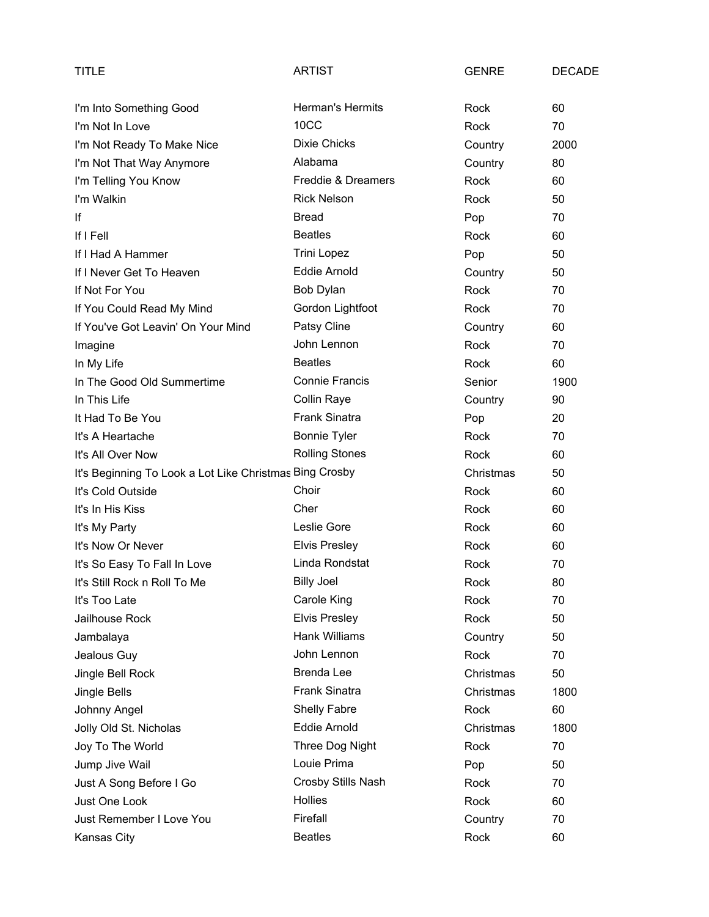| TITLE | ARTIST | GENRE | DECADE |
|---|---|---|---|
| I'm Into Something Good | Herman's Hermits | Rock | 60 |
| I'm Not In Love | 10CC | Rock | 70 |
| I'm Not Ready To Make Nice | Dixie Chicks | Country | 2000 |
| I'm Not That Way Anymore | Alabama | Country | 80 |
| I'm Telling You Know | Freddie & Dreamers | Rock | 60 |
| I'm Walkin | Rick Nelson | Rock | 50 |
| If | Bread | Pop | 70 |
| If I Fell | Beatles | Rock | 60 |
| If I Had A Hammer | Trini Lopez | Pop | 50 |
| If I Never Get To Heaven | Eddie Arnold | Country | 50 |
| If Not For You | Bob Dylan | Rock | 70 |
| If You Could Read My Mind | Gordon Lightfoot | Rock | 70 |
| If You've Got Leavin' On Your Mind | Patsy Cline | Country | 60 |
| Imagine | John Lennon | Rock | 70 |
| In My Life | Beatles | Rock | 60 |
| In The Good Old Summertime | Connie Francis | Senior | 1900 |
| In This Life | Collin Raye | Country | 90 |
| It Had To Be You | Frank Sinatra | Pop | 20 |
| It's A Heartache | Bonnie Tyler | Rock | 70 |
| It's All Over Now | Rolling Stones | Rock | 60 |
| It's Beginning To Look a Lot Like Christmas | Bing Crosby | Christmas | 50 |
| It's Cold Outside | Choir | Rock | 60 |
| It's In His Kiss | Cher | Rock | 60 |
| It's My Party | Leslie Gore | Rock | 60 |
| It's Now Or Never | Elvis Presley | Rock | 60 |
| It's So Easy To Fall In Love | Linda Rondstat | Rock | 70 |
| It's Still Rock n Roll To Me | Billy Joel | Rock | 80 |
| It's Too Late | Carole King | Rock | 70 |
| Jailhouse Rock | Elvis Presley | Rock | 50 |
| Jambalaya | Hank Williams | Country | 50 |
| Jealous Guy | John Lennon | Rock | 70 |
| Jingle Bell Rock | Brenda Lee | Christmas | 50 |
| Jingle Bells | Frank Sinatra | Christmas | 1800 |
| Johnny Angel | Shelly Fabre | Rock | 60 |
| Jolly Old St. Nicholas | Eddie Arnold | Christmas | 1800 |
| Joy To The World | Three Dog Night | Rock | 70 |
| Jump Jive Wail | Louie Prima | Pop | 50 |
| Just A Song Before I Go | Crosby Stills Nash | Rock | 70 |
| Just One Look | Hollies | Rock | 60 |
| Just Remember I Love You | Firefall | Country | 70 |
| Kansas City | Beatles | Rock | 60 |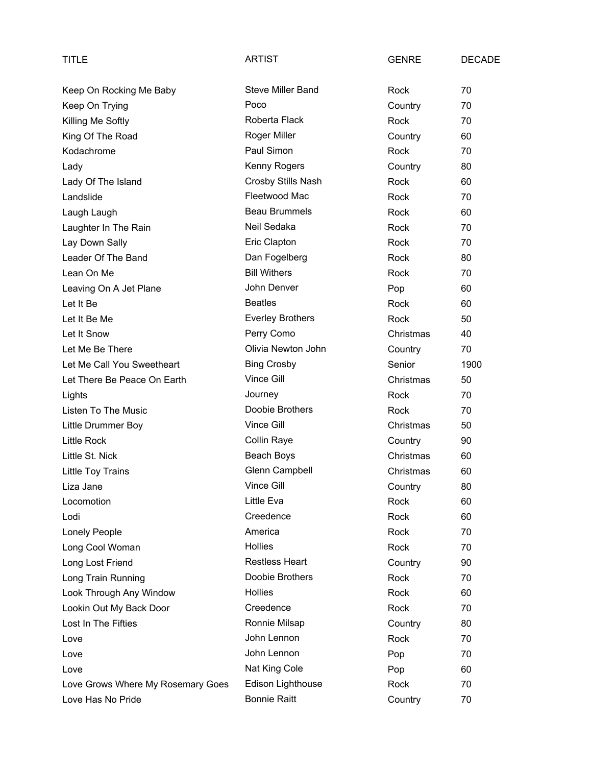| TITLE | ARTIST | GENRE | DECADE |
|---|---|---|---|
| Keep On Rocking Me Baby | Steve Miller Band | Rock | 70 |
| Keep On Trying | Poco | Country | 70 |
| Killing Me Softly | Roberta Flack | Rock | 70 |
| King Of The Road | Roger Miller | Country | 60 |
| Kodachrome | Paul Simon | Rock | 70 |
| Lady | Kenny Rogers | Country | 80 |
| Lady Of The Island | Crosby Stills Nash | Rock | 60 |
| Landslide | Fleetwood Mac | Rock | 70 |
| Laugh Laugh | Beau Brummels | Rock | 60 |
| Laughter In The Rain | Neil Sedaka | Rock | 70 |
| Lay Down Sally | Eric Clapton | Rock | 70 |
| Leader Of The Band | Dan Fogelberg | Rock | 80 |
| Lean On Me | Bill Withers | Rock | 70 |
| Leaving On A Jet Plane | John Denver | Pop | 60 |
| Let It Be | Beatles | Rock | 60 |
| Let It Be Me | Everley Brothers | Rock | 50 |
| Let It Snow | Perry Como | Christmas | 40 |
| Let Me Be There | Olivia Newton John | Country | 70 |
| Let Me Call You Sweetheart | Bing Crosby | Senior | 1900 |
| Let There Be Peace On Earth | Vince Gill | Christmas | 50 |
| Lights | Journey | Rock | 70 |
| Listen To The Music | Doobie Brothers | Rock | 70 |
| Little Drummer Boy | Vince Gill | Christmas | 50 |
| Little Rock | Collin Raye | Country | 90 |
| Little St. Nick | Beach Boys | Christmas | 60 |
| Little Toy Trains | Glenn Campbell | Christmas | 60 |
| Liza Jane | Vince Gill | Country | 80 |
| Locomotion | Little Eva | Rock | 60 |
| Lodi | Creedence | Rock | 60 |
| Lonely People | America | Rock | 70 |
| Long Cool Woman | Hollies | Rock | 70 |
| Long Lost Friend | Restless Heart | Country | 90 |
| Long Train Running | Doobie Brothers | Rock | 70 |
| Look Through Any Window | Hollies | Rock | 60 |
| Lookin Out My Back Door | Creedence | Rock | 70 |
| Lost In The Fifties | Ronnie Milsap | Country | 80 |
| Love | John Lennon | Rock | 70 |
| Love | John Lennon | Pop | 70 |
| Love | Nat King Cole | Pop | 60 |
| Love Grows Where My Rosemary Goes | Edison Lighthouse | Rock | 70 |
| Love Has No Pride | Bonnie Raitt | Country | 70 |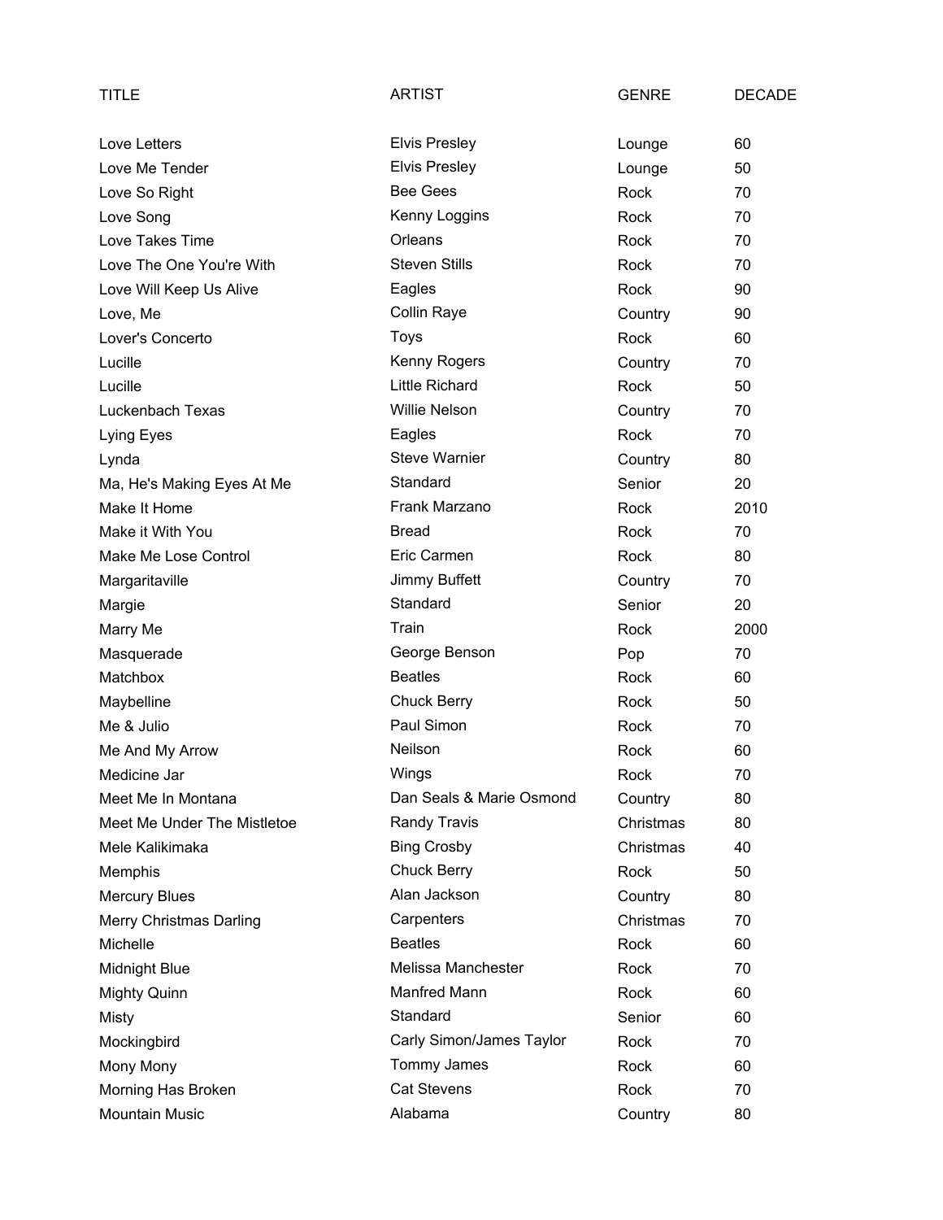| TITLE | ARTIST | GENRE | DECADE |
|---|---|---|---|
| Love Letters | Elvis Presley | Lounge | 60 |
| Love Me Tender | Elvis Presley | Lounge | 50 |
| Love So Right | Bee Gees | Rock | 70 |
| Love Song | Kenny Loggins | Rock | 70 |
| Love Takes Time | Orleans | Rock | 70 |
| Love The One You're With | Steven Stills | Rock | 70 |
| Love Will Keep Us Alive | Eagles | Rock | 90 |
| Love, Me | Collin Raye | Country | 90 |
| Lover's Concerto | Toys | Rock | 60 |
| Lucille | Kenny Rogers | Country | 70 |
| Lucille | Little Richard | Rock | 50 |
| Luckenbach Texas | Willie Nelson | Country | 70 |
| Lying Eyes | Eagles | Rock | 70 |
| Lynda | Steve Warnier | Country | 80 |
| Ma, He's Making Eyes At Me | Standard | Senior | 20 |
| Make It Home | Frank Marzano | Rock | 2010 |
| Make it With You | Bread | Rock | 70 |
| Make Me Lose Control | Eric Carmen | Rock | 80 |
| Margaritaville | Jimmy Buffett | Country | 70 |
| Margie | Standard | Senior | 20 |
| Marry Me | Train | Rock | 2000 |
| Masquerade | George Benson | Pop | 70 |
| Matchbox | Beatles | Rock | 60 |
| Maybelline | Chuck Berry | Rock | 50 |
| Me & Julio | Paul Simon | Rock | 70 |
| Me And My Arrow | Neilson | Rock | 60 |
| Medicine Jar | Wings | Rock | 70 |
| Meet Me In Montana | Dan Seals & Marie Osmond | Country | 80 |
| Meet Me Under The Mistletoe | Randy Travis | Christmas | 80 |
| Mele Kalikimaka | Bing Crosby | Christmas | 40 |
| Memphis | Chuck Berry | Rock | 50 |
| Mercury Blues | Alan Jackson | Country | 80 |
| Merry Christmas Darling | Carpenters | Christmas | 70 |
| Michelle | Beatles | Rock | 60 |
| Midnight Blue | Melissa Manchester | Rock | 70 |
| Mighty Quinn | Manfred Mann | Rock | 60 |
| Misty | Standard | Senior | 60 |
| Mockingbird | Carly Simon/James Taylor | Rock | 70 |
| Mony Mony | Tommy James | Rock | 60 |
| Morning Has Broken | Cat Stevens | Rock | 70 |
| Mountain Music | Alabama | Country | 80 |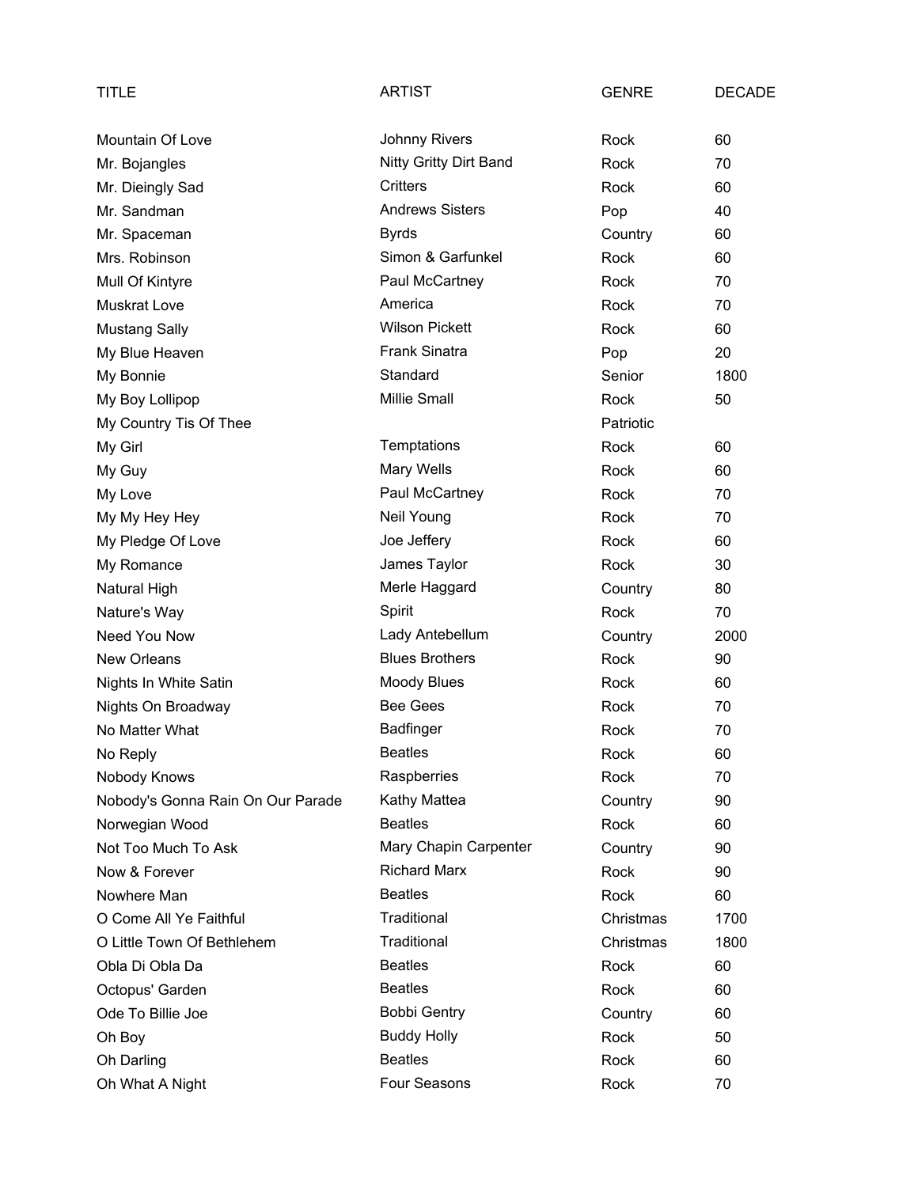| TITLE | ARTIST | GENRE | DECADE |
|---|---|---|---|
| Mountain Of Love | Johnny Rivers | Rock | 60 |
| Mr. Bojangles | Nitty Gritty Dirt Band | Rock | 70 |
| Mr. Dieingly Sad | Critters | Rock | 60 |
| Mr. Sandman | Andrews Sisters | Pop | 40 |
| Mr. Spaceman | Byrds | Country | 60 |
| Mrs. Robinson | Simon & Garfunkel | Rock | 60 |
| Mull Of Kintyre | Paul McCartney | Rock | 70 |
| Muskrat Love | America | Rock | 70 |
| Mustang Sally | Wilson Pickett | Rock | 60 |
| My Blue Heaven | Frank Sinatra | Pop | 20 |
| My Bonnie | Standard | Senior | 1800 |
| My Boy Lollipop | Millie Small | Rock | 50 |
| My Country Tis Of Thee | | Patriotic | |
| My Girl | Temptations | Rock | 60 |
| My Guy | Mary Wells | Rock | 60 |
| My Love | Paul McCartney | Rock | 70 |
| My My Hey Hey | Neil Young | Rock | 70 |
| My Pledge Of Love | Joe Jeffery | Rock | 60 |
| My Romance | James Taylor | Rock | 30 |
| Natural High | Merle Haggard | Country | 80 |
| Nature's Way | Spirit | Rock | 70 |
| Need You Now | Lady Antebellum | Country | 2000 |
| New Orleans | Blues Brothers | Rock | 90 |
| Nights In White Satin | Moody Blues | Rock | 60 |
| Nights On Broadway | Bee Gees | Rock | 70 |
| No Matter What | Badfinger | Rock | 70 |
| No Reply | Beatles | Rock | 60 |
| Nobody Knows | Raspberries | Rock | 70 |
| Nobody's Gonna Rain On Our Parade | Kathy Mattea | Country | 90 |
| Norwegian Wood | Beatles | Rock | 60 |
| Not Too Much To Ask | Mary Chapin Carpenter | Country | 90 |
| Now & Forever | Richard Marx | Rock | 90 |
| Nowhere Man | Beatles | Rock | 60 |
| O Come All Ye Faithful | Traditional | Christmas | 1700 |
| O Little Town Of Bethlehem | Traditional | Christmas | 1800 |
| Obla Di Obla Da | Beatles | Rock | 60 |
| Octopus' Garden | Beatles | Rock | 60 |
| Ode To Billie Joe | Bobbi Gentry | Country | 60 |
| Oh Boy | Buddy Holly | Rock | 50 |
| Oh Darling | Beatles | Rock | 60 |
| Oh What A Night | Four Seasons | Rock | 70 |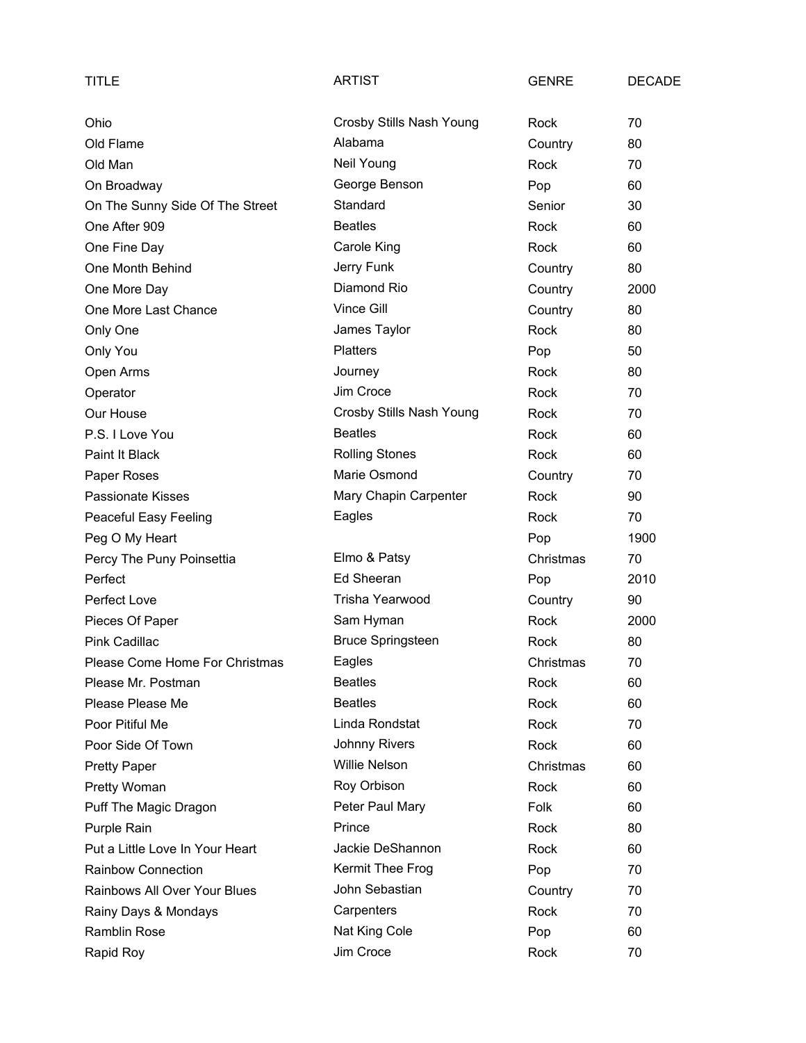| TITLE | ARTIST | GENRE | DECADE |
|---|---|---|---|
| Ohio | Crosby Stills Nash Young | Rock | 70 |
| Old Flame | Alabama | Country | 80 |
| Old Man | Neil Young | Rock | 70 |
| On Broadway | George Benson | Pop | 60 |
| On The Sunny Side Of The Street | Standard | Senior | 30 |
| One After 909 | Beatles | Rock | 60 |
| One Fine Day | Carole King | Rock | 60 |
| One Month Behind | Jerry Funk | Country | 80 |
| One More Day | Diamond Rio | Country | 2000 |
| One More Last Chance | Vince Gill | Country | 80 |
| Only One | James Taylor | Rock | 80 |
| Only You | Platters | Pop | 50 |
| Open Arms | Journey | Rock | 80 |
| Operator | Jim Croce | Rock | 70 |
| Our House | Crosby Stills Nash Young | Rock | 70 |
| P.S. I Love You | Beatles | Rock | 60 |
| Paint It Black | Rolling Stones | Rock | 60 |
| Paper Roses | Marie Osmond | Country | 70 |
| Passionate Kisses | Mary Chapin Carpenter | Rock | 90 |
| Peaceful Easy Feeling | Eagles | Rock | 70 |
| Peg O My Heart | | Pop | 1900 |
| Percy The Puny Poinsettia | Elmo & Patsy | Christmas | 70 |
| Perfect | Ed Sheeran | Pop | 2010 |
| Perfect Love | Trisha Yearwood | Country | 90 |
| Pieces Of Paper | Sam Hyman | Rock | 2000 |
| Pink Cadillac | Bruce Springsteen | Rock | 80 |
| Please Come Home For Christmas | Eagles | Christmas | 70 |
| Please Mr. Postman | Beatles | Rock | 60 |
| Please Please Me | Beatles | Rock | 60 |
| Poor Pitiful Me | Linda Rondstat | Rock | 70 |
| Poor Side Of Town | Johnny Rivers | Rock | 60 |
| Pretty Paper | Willie Nelson | Christmas | 60 |
| Pretty Woman | Roy Orbison | Rock | 60 |
| Puff The Magic Dragon | Peter Paul Mary | Folk | 60 |
| Purple Rain | Prince | Rock | 80 |
| Put a Little Love In Your Heart | Jackie DeShannon | Rock | 60 |
| Rainbow Connection | Kermit Thee Frog | Pop | 70 |
| Rainbows All Over Your Blues | John Sebastian | Country | 70 |
| Rainy Days & Mondays | Carpenters | Rock | 70 |
| Ramblin Rose | Nat King Cole | Pop | 60 |
| Rapid Roy | Jim Croce | Rock | 70 |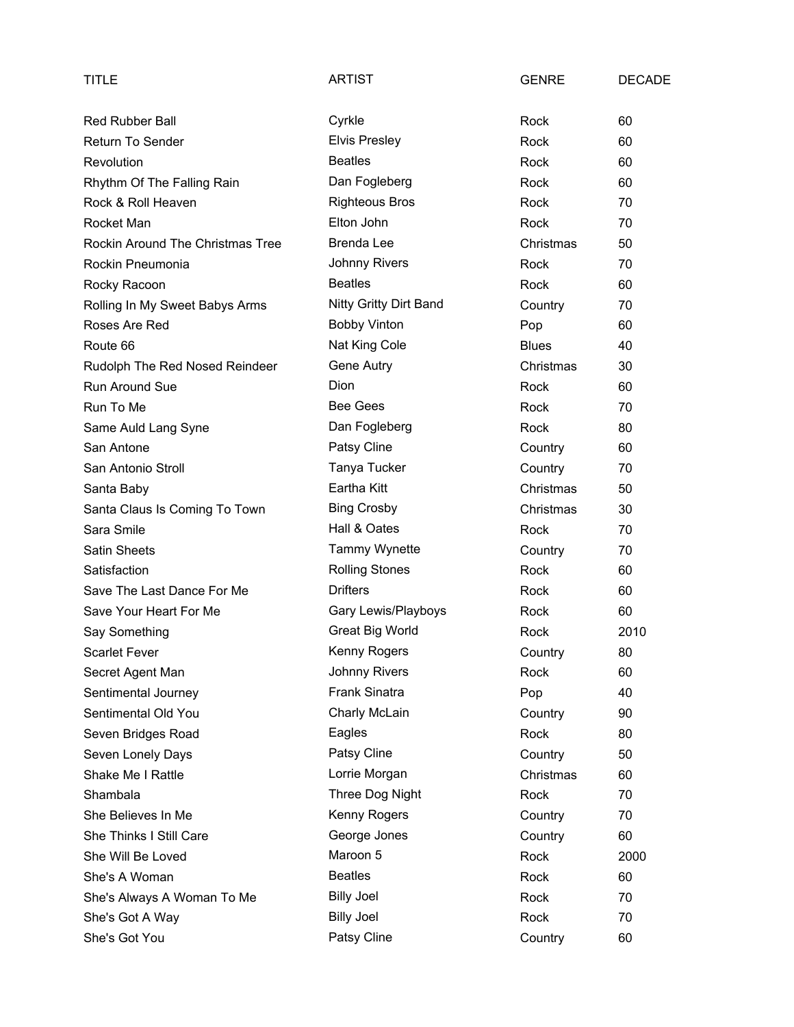| TITLE | ARTIST | GENRE | DECADE |
|---|---|---|---|
| Red Rubber Ball | Cyrkle | Rock | 60 |
| Return To Sender | Elvis Presley | Rock | 60 |
| Revolution | Beatles | Rock | 60 |
| Rhythm Of The Falling Rain | Dan Fogleberg | Rock | 60 |
| Rock & Roll Heaven | Righteous Bros | Rock | 70 |
| Rocket Man | Elton John | Rock | 70 |
| Rockin Around The Christmas Tree | Brenda Lee | Christmas | 50 |
| Rockin Pneumonia | Johnny Rivers | Rock | 70 |
| Rocky Racoon | Beatles | Rock | 60 |
| Rolling In My Sweet Babys Arms | Nitty Gritty Dirt Band | Country | 70 |
| Roses Are Red | Bobby Vinton | Pop | 60 |
| Route 66 | Nat King Cole | Blues | 40 |
| Rudolph The Red Nosed Reindeer | Gene Autry | Christmas | 30 |
| Run Around Sue | Dion | Rock | 60 |
| Run To Me | Bee Gees | Rock | 70 |
| Same Auld Lang Syne | Dan Fogleberg | Rock | 80 |
| San Antone | Patsy Cline | Country | 60 |
| San Antonio Stroll | Tanya Tucker | Country | 70 |
| Santa Baby | Eartha Kitt | Christmas | 50 |
| Santa Claus Is Coming To Town | Bing Crosby | Christmas | 30 |
| Sara Smile | Hall & Oates | Rock | 70 |
| Satin Sheets | Tammy Wynette | Country | 70 |
| Satisfaction | Rolling Stones | Rock | 60 |
| Save The Last Dance For Me | Drifters | Rock | 60 |
| Save Your Heart For Me | Gary Lewis/Playboys | Rock | 60 |
| Say Something | Great Big World | Rock | 2010 |
| Scarlet Fever | Kenny Rogers | Country | 80 |
| Secret Agent Man | Johnny Rivers | Rock | 60 |
| Sentimental Journey | Frank Sinatra | Pop | 40 |
| Sentimental Old You | Charly McLain | Country | 90 |
| Seven Bridges Road | Eagles | Rock | 80 |
| Seven Lonely Days | Patsy Cline | Country | 50 |
| Shake Me I Rattle | Lorrie Morgan | Christmas | 60 |
| Shambala | Three Dog Night | Rock | 70 |
| She Believes In Me | Kenny Rogers | Country | 70 |
| She Thinks I Still Care | George Jones | Country | 60 |
| She Will Be Loved | Maroon 5 | Rock | 2000 |
| She's A Woman | Beatles | Rock | 60 |
| She's Always A Woman To Me | Billy Joel | Rock | 70 |
| She's Got A Way | Billy Joel | Rock | 70 |
| She's Got You | Patsy Cline | Country | 60 |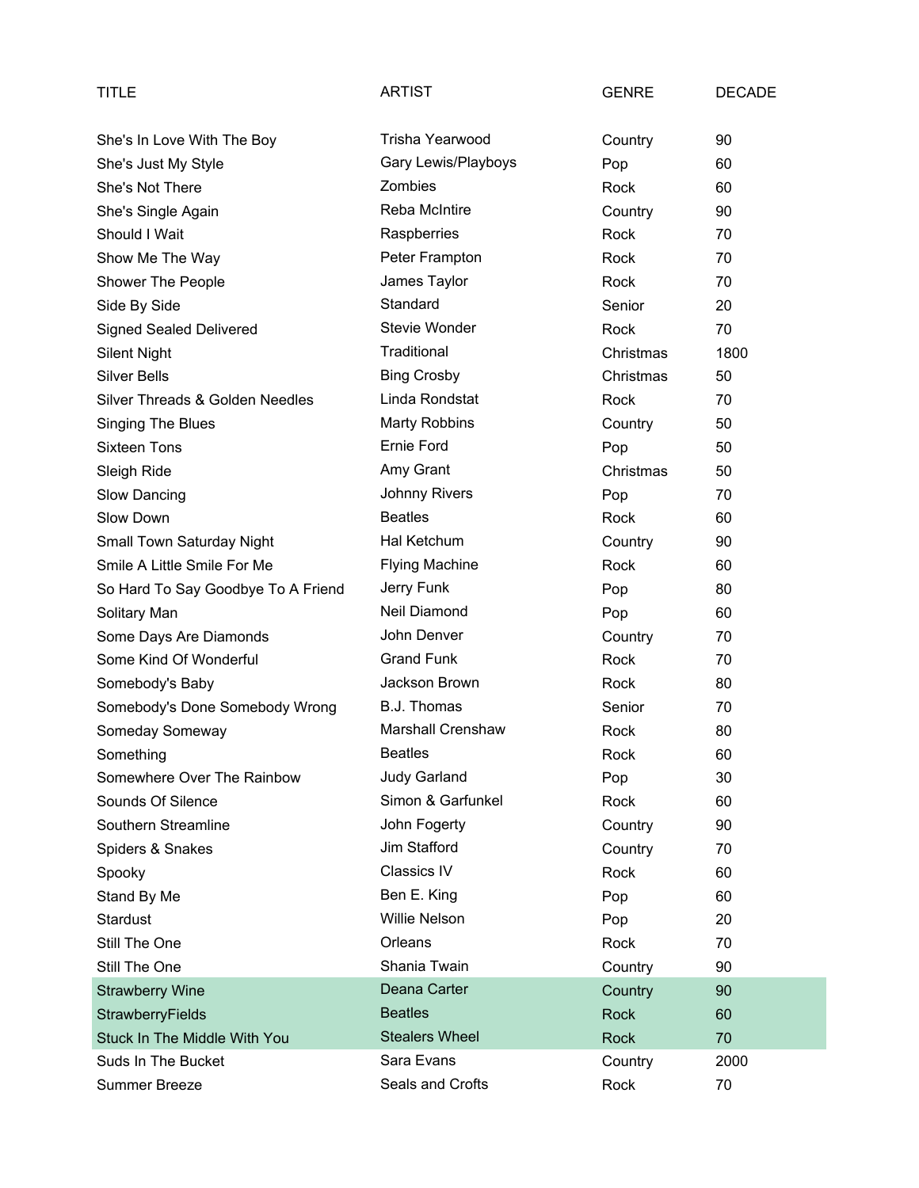| TITLE | ARTIST | GENRE | DECADE |
|---|---|---|---|
| She's In Love With The Boy | Trisha Yearwood | Country | 90 |
| She's Just My Style | Gary Lewis/Playboys | Pop | 60 |
| She's Not There | Zombies | Rock | 60 |
| She's Single Again | Reba McIntire | Country | 90 |
| Should I Wait | Raspberries | Rock | 70 |
| Show Me The Way | Peter Frampton | Rock | 70 |
| Shower The People | James Taylor | Rock | 70 |
| Side By Side | Standard | Senior | 20 |
| Signed Sealed Delivered | Stevie Wonder | Rock | 70 |
| Silent Night | Traditional | Christmas | 1800 |
| Silver Bells | Bing Crosby | Christmas | 50 |
| Silver Threads & Golden Needles | Linda Rondstat | Rock | 70 |
| Singing The Blues | Marty Robbins | Country | 50 |
| Sixteen Tons | Ernie Ford | Pop | 50 |
| Sleigh Ride | Amy Grant | Christmas | 50 |
| Slow Dancing | Johnny Rivers | Pop | 70 |
| Slow Down | Beatles | Rock | 60 |
| Small Town Saturday Night | Hal Ketchum | Country | 90 |
| Smile A Little Smile For Me | Flying Machine | Rock | 60 |
| So Hard To Say Goodbye To A Friend | Jerry Funk | Pop | 80 |
| Solitary Man | Neil Diamond | Pop | 60 |
| Some Days Are Diamonds | John Denver | Country | 70 |
| Some Kind Of Wonderful | Grand Funk | Rock | 70 |
| Somebody's Baby | Jackson Brown | Rock | 80 |
| Somebody's Done Somebody Wrong | B.J. Thomas | Senior | 70 |
| Someday Someway | Marshall Crenshaw | Rock | 80 |
| Something | Beatles | Rock | 60 |
| Somewhere Over The Rainbow | Judy Garland | Pop | 30 |
| Sounds Of Silence | Simon & Garfunkel | Rock | 60 |
| Southern Streamline | John Fogerty | Country | 90 |
| Spiders & Snakes | Jim Stafford | Country | 70 |
| Spooky | Classics IV | Rock | 60 |
| Stand By Me | Ben E. King | Pop | 60 |
| Stardust | Willie Nelson | Pop | 20 |
| Still The One | Orleans | Rock | 70 |
| Still The One | Shania Twain | Country | 90 |
| Strawberry Wine | Deana Carter | Country | 90 |
| StrawberryFields | Beatles | Rock | 60 |
| Stuck In The Middle With You | Stealers Wheel | Rock | 70 |
| Suds In The Bucket | Sara Evans | Country | 2000 |
| Summer Breeze | Seals and Crofts | Rock | 70 |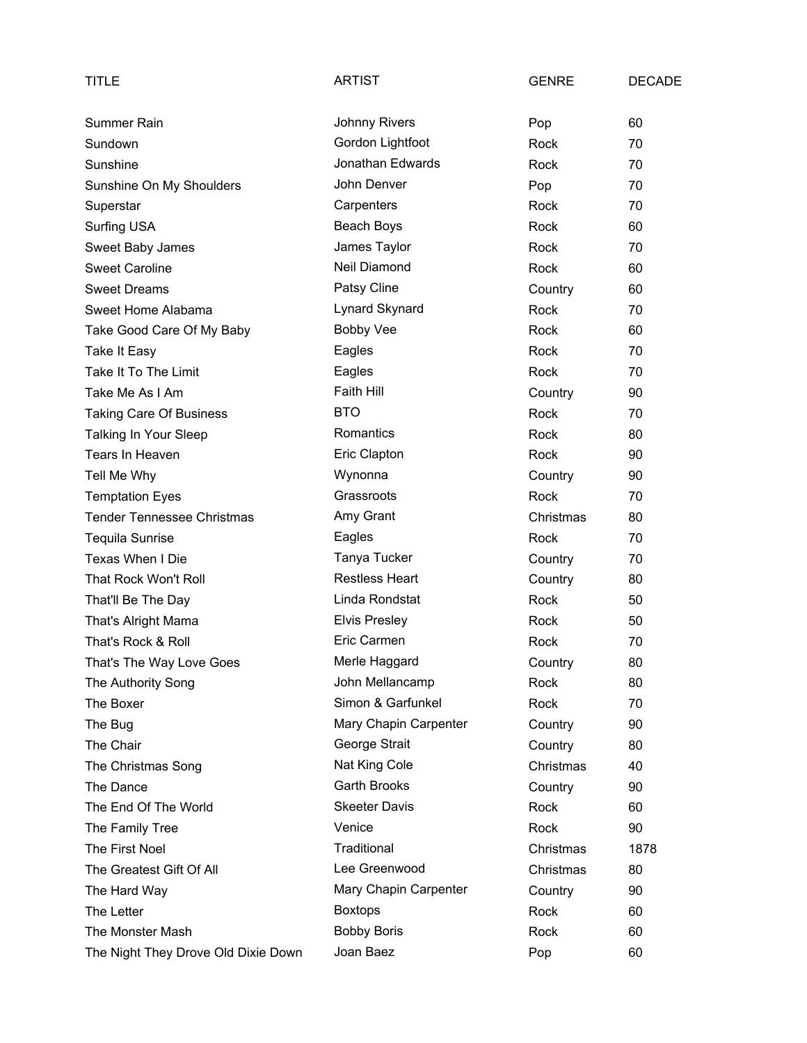| TITLE | ARTIST | GENRE | DECADE |
|---|---|---|---|
| Summer Rain | Johnny Rivers | Pop | 60 |
| Sundown | Gordon Lightfoot | Rock | 70 |
| Sunshine | Jonathan Edwards | Rock | 70 |
| Sunshine On My Shoulders | John Denver | Pop | 70 |
| Superstar | Carpenters | Rock | 70 |
| Surfing USA | Beach Boys | Rock | 60 |
| Sweet Baby James | James Taylor | Rock | 70 |
| Sweet Caroline | Neil Diamond | Rock | 60 |
| Sweet Dreams | Patsy Cline | Country | 60 |
| Sweet Home Alabama | Lynard Skynard | Rock | 70 |
| Take Good Care Of My Baby | Bobby Vee | Rock | 60 |
| Take It Easy | Eagles | Rock | 70 |
| Take It To The Limit | Eagles | Rock | 70 |
| Take Me As I Am | Faith Hill | Country | 90 |
| Taking Care Of Business | BTO | Rock | 70 |
| Talking In Your Sleep | Romantics | Rock | 80 |
| Tears In Heaven | Eric Clapton | Rock | 90 |
| Tell Me Why | Wynonna | Country | 90 |
| Temptation Eyes | Grassroots | Rock | 70 |
| Tender Tennessee Christmas | Amy Grant | Christmas | 80 |
| Tequila Sunrise | Eagles | Rock | 70 |
| Texas When I Die | Tanya Tucker | Country | 70 |
| That Rock Won't Roll | Restless Heart | Country | 80 |
| That'll Be The Day | Linda Rondstat | Rock | 50 |
| That's Alright Mama | Elvis Presley | Rock | 50 |
| That's Rock & Roll | Eric Carmen | Rock | 70 |
| That's The Way Love Goes | Merle Haggard | Country | 80 |
| The Authority Song | John Mellancamp | Rock | 80 |
| The Boxer | Simon & Garfunkel | Rock | 70 |
| The Bug | Mary Chapin Carpenter | Country | 90 |
| The Chair | George Strait | Country | 80 |
| The Christmas Song | Nat King Cole | Christmas | 40 |
| The Dance | Garth Brooks | Country | 90 |
| The End Of The World | Skeeter Davis | Rock | 60 |
| The Family Tree | Venice | Rock | 90 |
| The First Noel | Traditional | Christmas | 1878 |
| The Greatest Gift Of All | Lee Greenwood | Christmas | 80 |
| The Hard Way | Mary Chapin Carpenter | Country | 90 |
| The Letter | Boxtops | Rock | 60 |
| The Monster Mash | Bobby Boris | Rock | 60 |
| The Night They Drove Old Dixie Down | Joan Baez | Pop | 60 |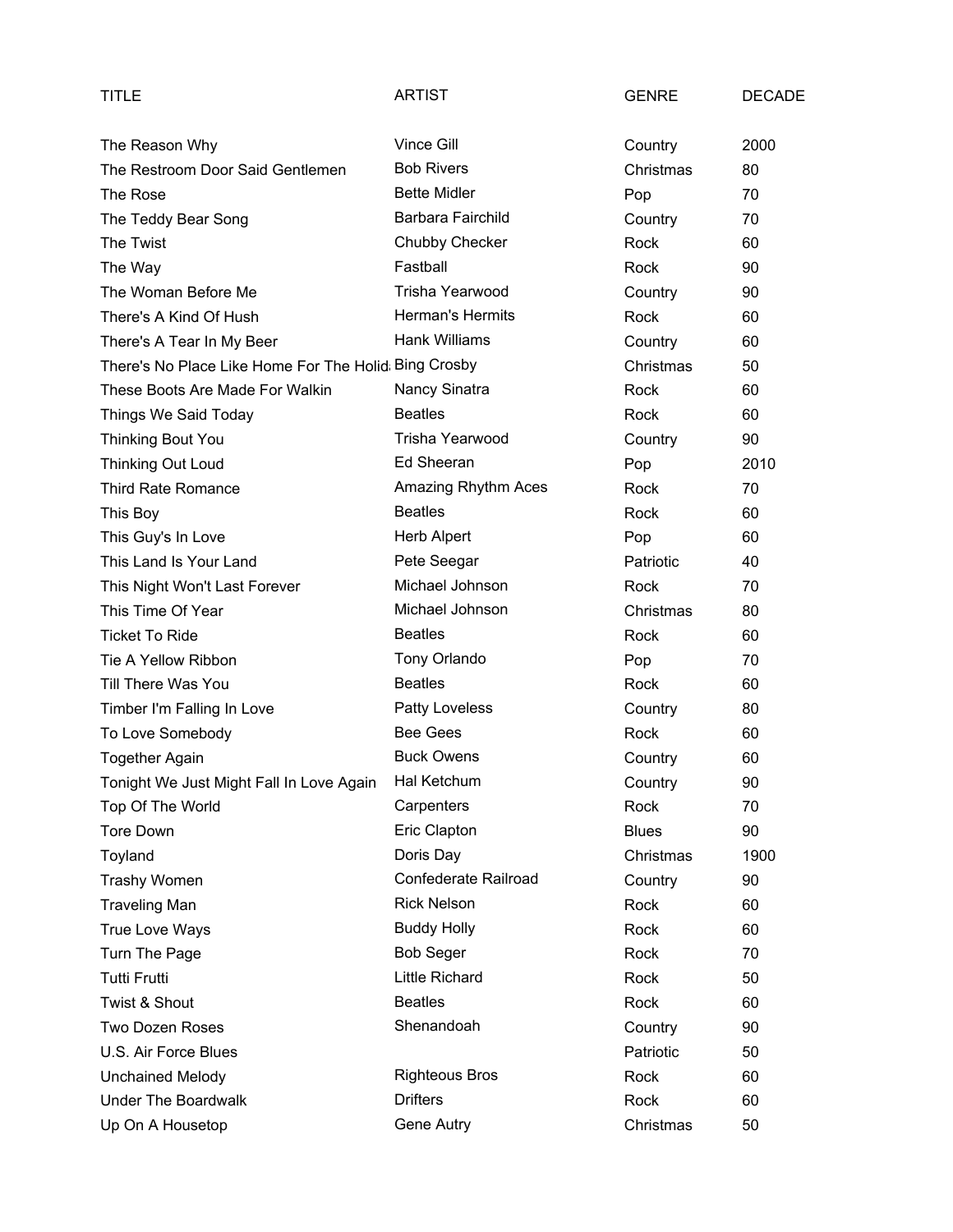| TITLE | ARTIST | GENRE | DECADE |
|---|---|---|---|
| The Reason Why | Vince Gill | Country | 2000 |
| The Restroom Door Said Gentlemen | Bob Rivers | Christmas | 80 |
| The Rose | Bette Midler | Pop | 70 |
| The Teddy Bear Song | Barbara Fairchild | Country | 70 |
| The Twist | Chubby Checker | Rock | 60 |
| The Way | Fastball | Rock | 90 |
| The Woman Before Me | Trisha Yearwood | Country | 90 |
| There's A Kind Of Hush | Herman's Hermits | Rock | 60 |
| There's A Tear In My Beer | Hank Williams | Country | 60 |
| There's No Place Like Home For The Holid | Bing Crosby | Christmas | 50 |
| These Boots Are Made For Walkin | Nancy Sinatra | Rock | 60 |
| Things We Said Today | Beatles | Rock | 60 |
| Thinking Bout You | Trisha Yearwood | Country | 90 |
| Thinking Out Loud | Ed Sheeran | Pop | 2010 |
| Third Rate Romance | Amazing Rhythm Aces | Rock | 70 |
| This Boy | Beatles | Rock | 60 |
| This Guy's In Love | Herb Alpert | Pop | 60 |
| This Land Is Your Land | Pete Seegar | Patriotic | 40 |
| This Night Won't Last Forever | Michael Johnson | Rock | 70 |
| This Time Of Year | Michael Johnson | Christmas | 80 |
| Ticket To Ride | Beatles | Rock | 60 |
| Tie A Yellow Ribbon | Tony Orlando | Pop | 70 |
| Till There Was You | Beatles | Rock | 60 |
| Timber I'm Falling In Love | Patty Loveless | Country | 80 |
| To Love Somebody | Bee Gees | Rock | 60 |
| Together Again | Buck Owens | Country | 60 |
| Tonight We Just Might Fall In Love Again | Hal Ketchum | Country | 90 |
| Top Of The World | Carpenters | Rock | 70 |
| Tore Down | Eric Clapton | Blues | 90 |
| Toyland | Doris Day | Christmas | 1900 |
| Trashy Women | Confederate Railroad | Country | 90 |
| Traveling Man | Rick Nelson | Rock | 60 |
| True Love Ways | Buddy Holly | Rock | 60 |
| Turn The Page | Bob Seger | Rock | 70 |
| Tutti Frutti | Little Richard | Rock | 50 |
| Twist & Shout | Beatles | Rock | 60 |
| Two Dozen Roses | Shenandoah | Country | 90 |
| U.S. Air Force Blues | | Patriotic | 50 |
| Unchained Melody | Righteous Bros | Rock | 60 |
| Under The Boardwalk | Drifters | Rock | 60 |
| Up On A Housetop | Gene Autry | Christmas | 50 |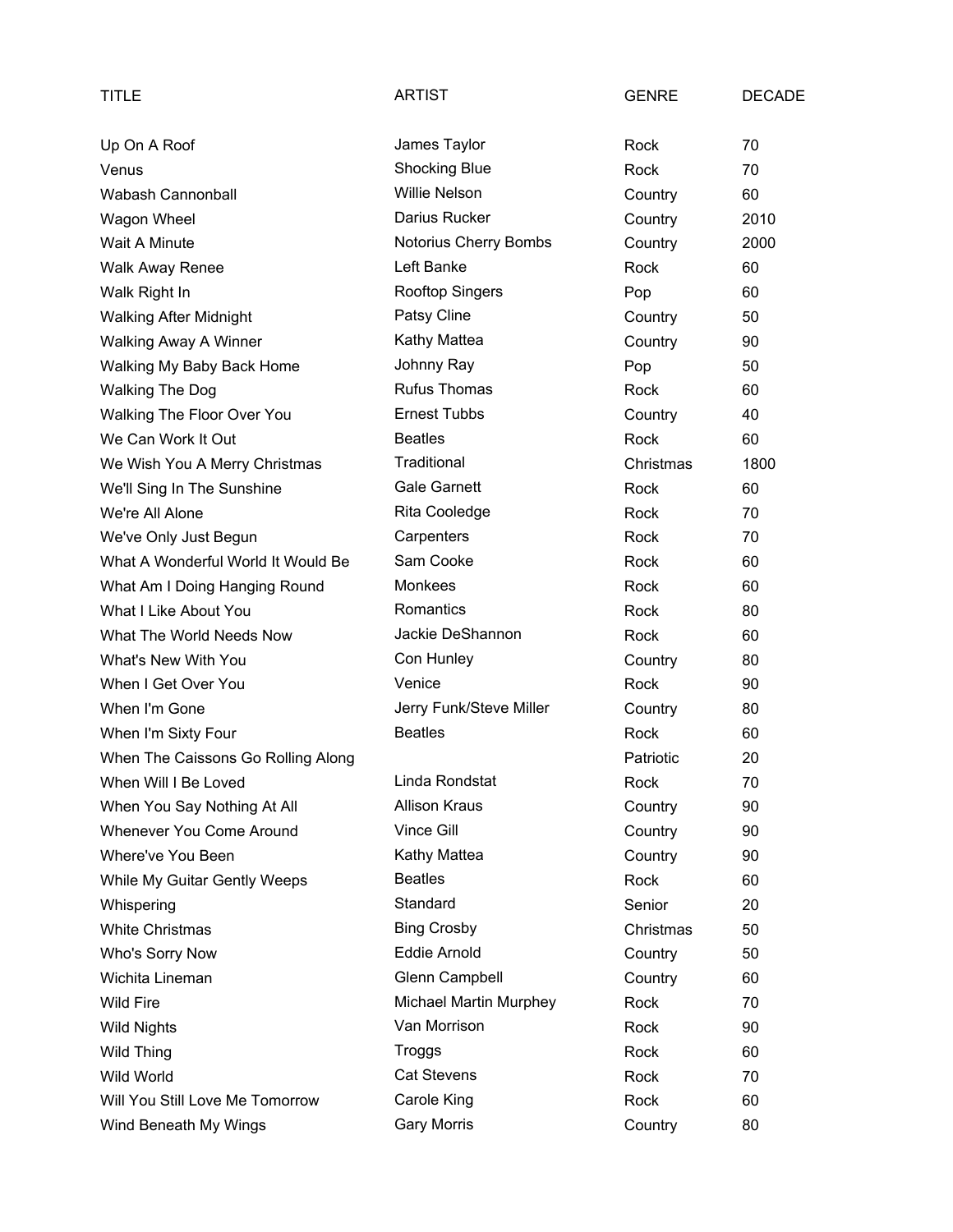| TITLE | ARTIST | GENRE | DECADE |
| --- | --- | --- | --- |
| Up On A Roof | James Taylor | Rock | 70 |
| Venus | Shocking Blue | Rock | 70 |
| Wabash Cannonball | Willie Nelson | Country | 60 |
| Wagon Wheel | Darius Rucker | Country | 2010 |
| Wait A Minute | Notorius Cherry Bombs | Country | 2000 |
| Walk Away Renee | Left Banke | Rock | 60 |
| Walk Right In | Rooftop Singers | Pop | 60 |
| Walking After Midnight | Patsy Cline | Country | 50 |
| Walking Away A Winner | Kathy Mattea | Country | 90 |
| Walking My Baby Back Home | Johnny Ray | Pop | 50 |
| Walking The Dog | Rufus Thomas | Rock | 60 |
| Walking The Floor Over You | Ernest Tubbs | Country | 40 |
| We Can Work It Out | Beatles | Rock | 60 |
| We Wish You A Merry Christmas | Traditional | Christmas | 1800 |
| We'll Sing In The Sunshine | Gale Garnett | Rock | 60 |
| We're All Alone | Rita Cooledge | Rock | 70 |
| We've Only Just Begun | Carpenters | Rock | 70 |
| What A Wonderful World It Would Be | Sam Cooke | Rock | 60 |
| What Am I Doing Hanging Round | Monkees | Rock | 60 |
| What I Like About You | Romantics | Rock | 80 |
| What The World Needs Now | Jackie DeShannon | Rock | 60 |
| What's New With You | Con Hunley | Country | 80 |
| When I Get Over You | Venice | Rock | 90 |
| When I'm Gone | Jerry Funk/Steve Miller | Country | 80 |
| When I'm Sixty Four | Beatles | Rock | 60 |
| When The Caissons Go Rolling Along | | Patriotic | 20 |
| When Will I Be Loved | Linda Rondstat | Rock | 70 |
| When You Say Nothing At All | Allison Kraus | Country | 90 |
| Whenever You Come Around | Vince Gill | Country | 90 |
| Where've You Been | Kathy Mattea | Country | 90 |
| While My Guitar Gently Weeps | Beatles | Rock | 60 |
| Whispering | Standard | Senior | 20 |
| White Christmas | Bing Crosby | Christmas | 50 |
| Who's Sorry Now | Eddie Arnold | Country | 50 |
| Wichita Lineman | Glenn Campbell | Country | 60 |
| Wild Fire | Michael Martin Murphey | Rock | 70 |
| Wild Nights | Van Morrison | Rock | 90 |
| Wild Thing | Troggs | Rock | 60 |
| Wild World | Cat Stevens | Rock | 70 |
| Will You Still Love Me Tomorrow | Carole King | Rock | 60 |
| Wind Beneath My Wings | Gary Morris | Country | 80 |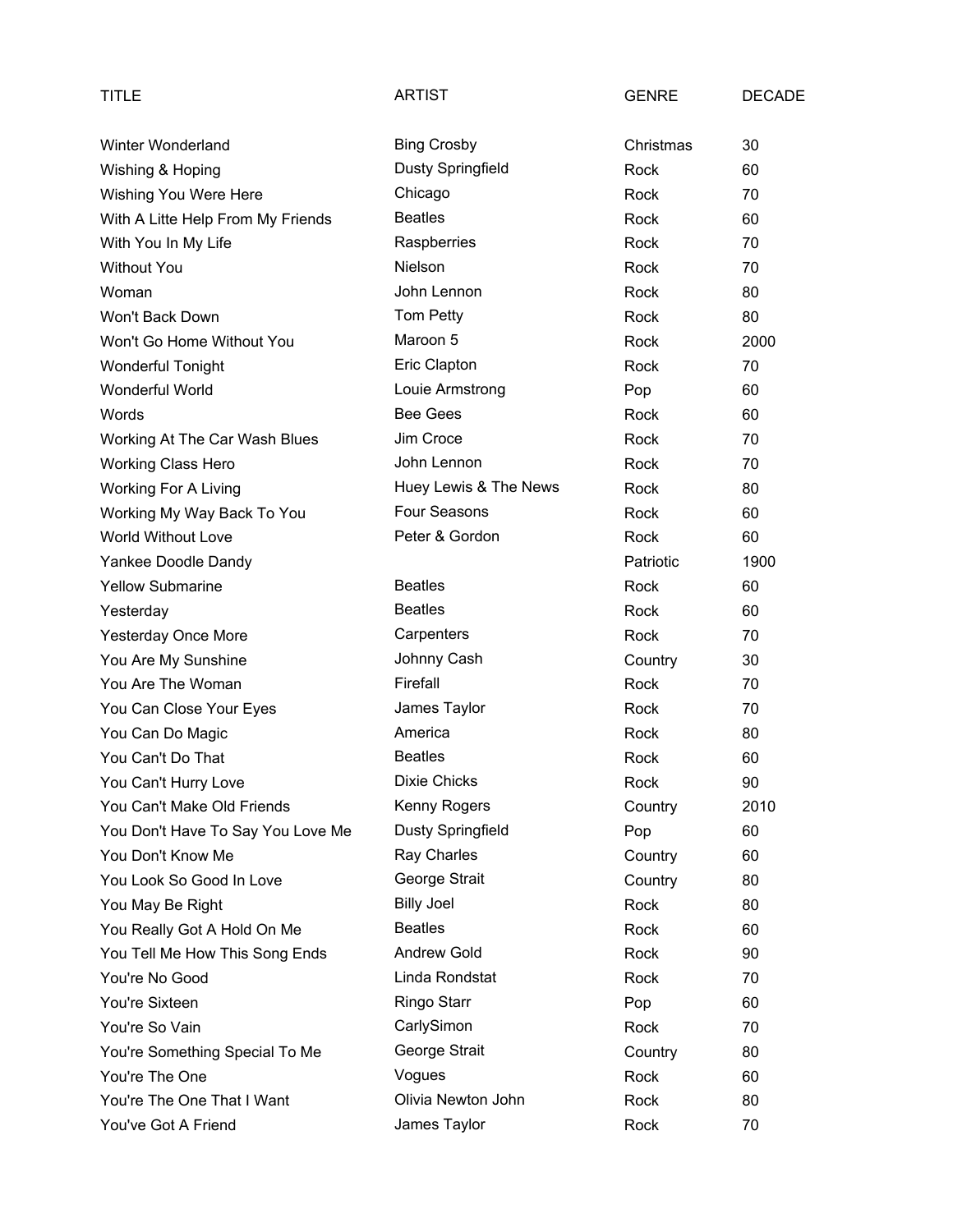| TITLE | ARTIST | GENRE | DECADE |
|---|---|---|---|
| Winter Wonderland | Bing Crosby | Christmas | 30 |
| Wishing & Hoping | Dusty Springfield | Rock | 60 |
| Wishing You Were Here | Chicago | Rock | 70 |
| With A Litte Help From My Friends | Beatles | Rock | 60 |
| With You In My Life | Raspberries | Rock | 70 |
| Without You | Nielson | Rock | 70 |
| Woman | John Lennon | Rock | 80 |
| Won't Back Down | Tom Petty | Rock | 80 |
| Won't Go Home Without You | Maroon 5 | Rock | 2000 |
| Wonderful Tonight | Eric Clapton | Rock | 70 |
| Wonderful World | Louie Armstrong | Pop | 60 |
| Words | Bee Gees | Rock | 60 |
| Working At The Car Wash Blues | Jim Croce | Rock | 70 |
| Working Class Hero | John Lennon | Rock | 70 |
| Working For A Living | Huey Lewis & The News | Rock | 80 |
| Working My Way Back To You | Four Seasons | Rock | 60 |
| World Without Love | Peter & Gordon | Rock | 60 |
| Yankee Doodle Dandy | | Patriotic | 1900 |
| Yellow Submarine | Beatles | Rock | 60 |
| Yesterday | Beatles | Rock | 60 |
| Yesterday Once More | Carpenters | Rock | 70 |
| You Are My Sunshine | Johnny Cash | Country | 30 |
| You Are The Woman | Firefall | Rock | 70 |
| You Can Close Your Eyes | James Taylor | Rock | 70 |
| You Can Do Magic | America | Rock | 80 |
| You Can't Do That | Beatles | Rock | 60 |
| You Can't Hurry Love | Dixie Chicks | Rock | 90 |
| You Can't Make Old Friends | Kenny Rogers | Country | 2010 |
| You Don't Have To Say You Love Me | Dusty Springfield | Pop | 60 |
| You Don't Know Me | Ray Charles | Country | 60 |
| You Look So Good In Love | George Strait | Country | 80 |
| You May Be Right | Billy Joel | Rock | 80 |
| You Really Got A Hold On Me | Beatles | Rock | 60 |
| You Tell Me How This Song Ends | Andrew Gold | Rock | 90 |
| You're No Good | Linda Rondstat | Rock | 70 |
| You're Sixteen | Ringo Starr | Pop | 60 |
| You're So Vain | CarlySimon | Rock | 70 |
| You're Something Special To Me | George Strait | Country | 80 |
| You're The One | Vogues | Rock | 60 |
| You're The One That I Want | Olivia Newton John | Rock | 80 |
| You've Got A Friend | James Taylor | Rock | 70 |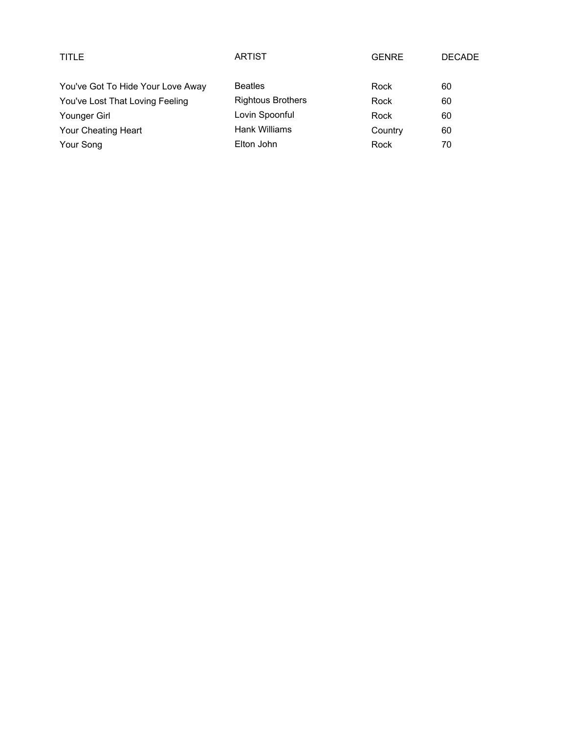| TITLE | ARTIST | GENRE | DECADE |
|---|---|---|---|
| You've Got To Hide Your Love Away | Beatles | Rock | 60 |
| You've Lost That Loving Feeling | Rightous Brothers | Rock | 60 |
| Younger Girl | Lovin Spoonful | Rock | 60 |
| Your Cheating Heart | Hank Williams | Country | 60 |
| Your Song | Elton John | Rock | 70 |